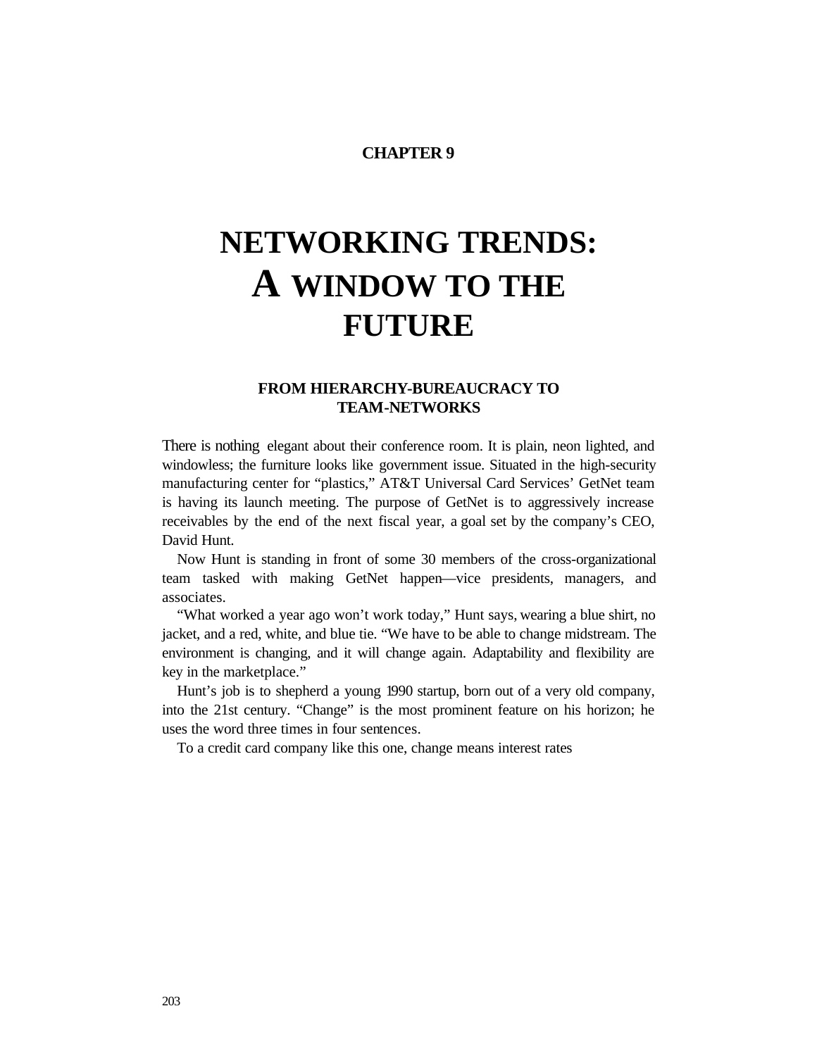**CHAPTER 9**

# NETWORKING TRENDS: A WINDOW TO THE FUTURE

## FROM HIERARCHY-BUREAUCRACY TO TEAM-NETWORKS

There is nothing elegant about their conference room. It is plain, neon lighted, and windowless; the furniture looks like government issue. Situated in the high-security manufacturing center for "plastics," AT&T Universal Card Services' GetNet team is having its launch meeting. The purpose of GetNet is to aggressively increase receivables by the end of the next fiscal year, a goal set by the company's CEO, David Hunt.

Now Hunt is standing in front of some 30 members of the cross-organizational team tasked with making GetNet happen—vice presidents, managers, and associates.

"What worked a year ago won't work today," Hunt says, wearing a blue shirt, no jacket, and a red, white, and blue tie. "We have to be able to change midstream. The environment is changing, and it will change again. Adaptability and flexibility are key in the marketplace."

Hunt's job is to shepherd a young 1990 startup, born out of a very old company, into the 21st century. "Change" is the most prominent feature on his horizon; he uses the word three times in four sentences.

To a credit card company like this one, change means interest rates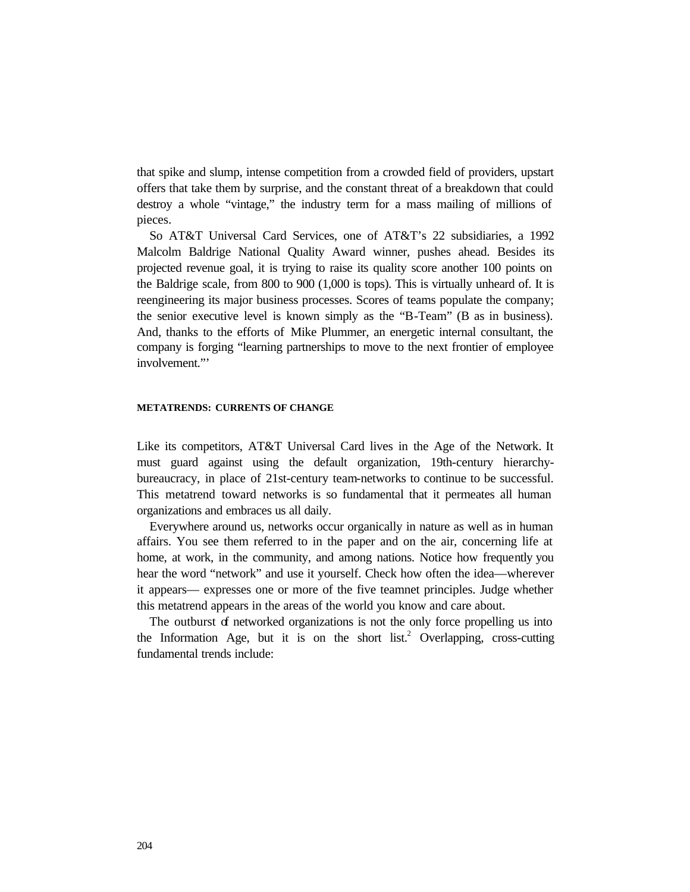that spike and slump, intense competition from a crowded field of providers, upstart offers that take them by surprise, and the constant threat of a breakdown that could destroy a whole "vintage," the industry term for a mass mailing of millions of pieces.

So AT&T Universal Card Services, one of AT&T's 22 subsidiaries, a 1992 Malcolm Baldrige National Quality Award winner, pushes ahead. Besides its projected revenue goal, it is trying to raise its quality score another 100 points on the Baldrige scale, from 800 to 900 (1,000 is tops). This is virtually unheard of. It is reengineering its major business processes. Scores of teams populate the company; the senior executive level is known simply as the "B-Team" (B as in business). And, thanks to the efforts of Mike Plummer, an energetic internal consultant, the company is forging "learning partnerships to move to the next frontier of employee involvement."'

### METATRENDS: CURRENTS OF CHANGE

Like its competitors, AT&T Universal Card lives in the Age of the Network. It must guard against using the default organization, 19th-century hierarchy-bureaucracy, in place of 21st-century team-networks to continue to be successful. This metatrend toward networks is so fundamental that it permeates all human organizations and embraces us all daily.

Everywhere around us, networks occur organically in nature as well as in human affairs. You see them referred to in the paper and on the air, concerning life at home, at work, in the community, and among nations. Notice how frequently you hear the word "network" and use it yourself. Check how often the idea—wherever it appears— expresses one or more of the five teamnet principles. Judge whether this metatrend appears in the areas of the world you know and care about.

The outburst of networked organizations is not the only force propelling us into the Information Age, but it is on the short list.[2] Overlapping, cross-cutting fundamental trends include: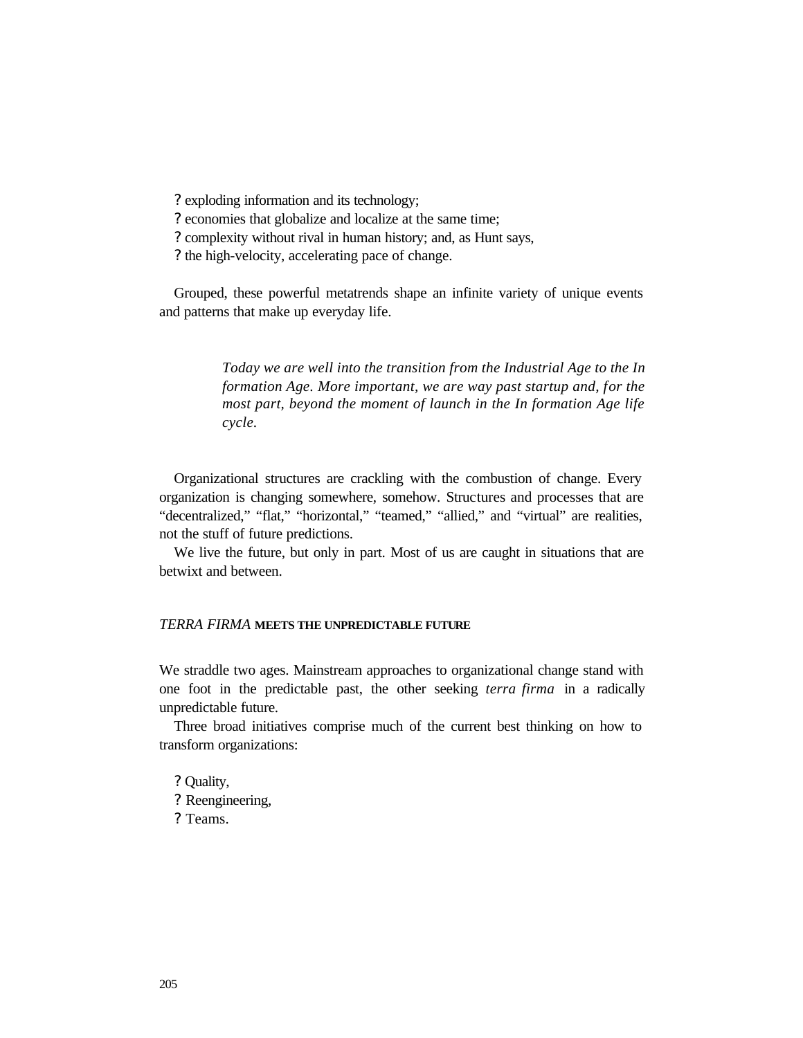- exploding information and its technology;
- economies that globalize and localize at the same time;
- complexity without rival in human history; and, as Hunt says,
- the high-velocity, accelerating pace of change.

Grouped, these powerful metatrends shape an infinite variety of unique events and patterns that make up everyday life.

> *Today we are well into the transition from the Industrial Age to the In formation Age. More important, we are way past startup and, for the most part, beyond the moment of launch in the In formation Age life cycle.*

Organizational structures are crackling with the combustion of change. Every organization is changing somewhere, somehow. Structures and processes that are "decentralized," "flat," "horizontal," "teamed," "allied," and "virtual" are realities, not the stuff of future predictions.

We live the future, but only in part. Most of us are caught in situations that are betwixt and between.

## *TERRA FIRMA* MEETS THE UNPREDICTABLE FUTURE

We straddle two ages. Mainstream approaches to organizational change stand with one foot in the predictable past, the other seeking *terra firma* in a radically unpredictable future.

Three broad initiatives comprise much of the current best thinking on how to transform organizations:

- Quality,
- Reengineering,
- Teams.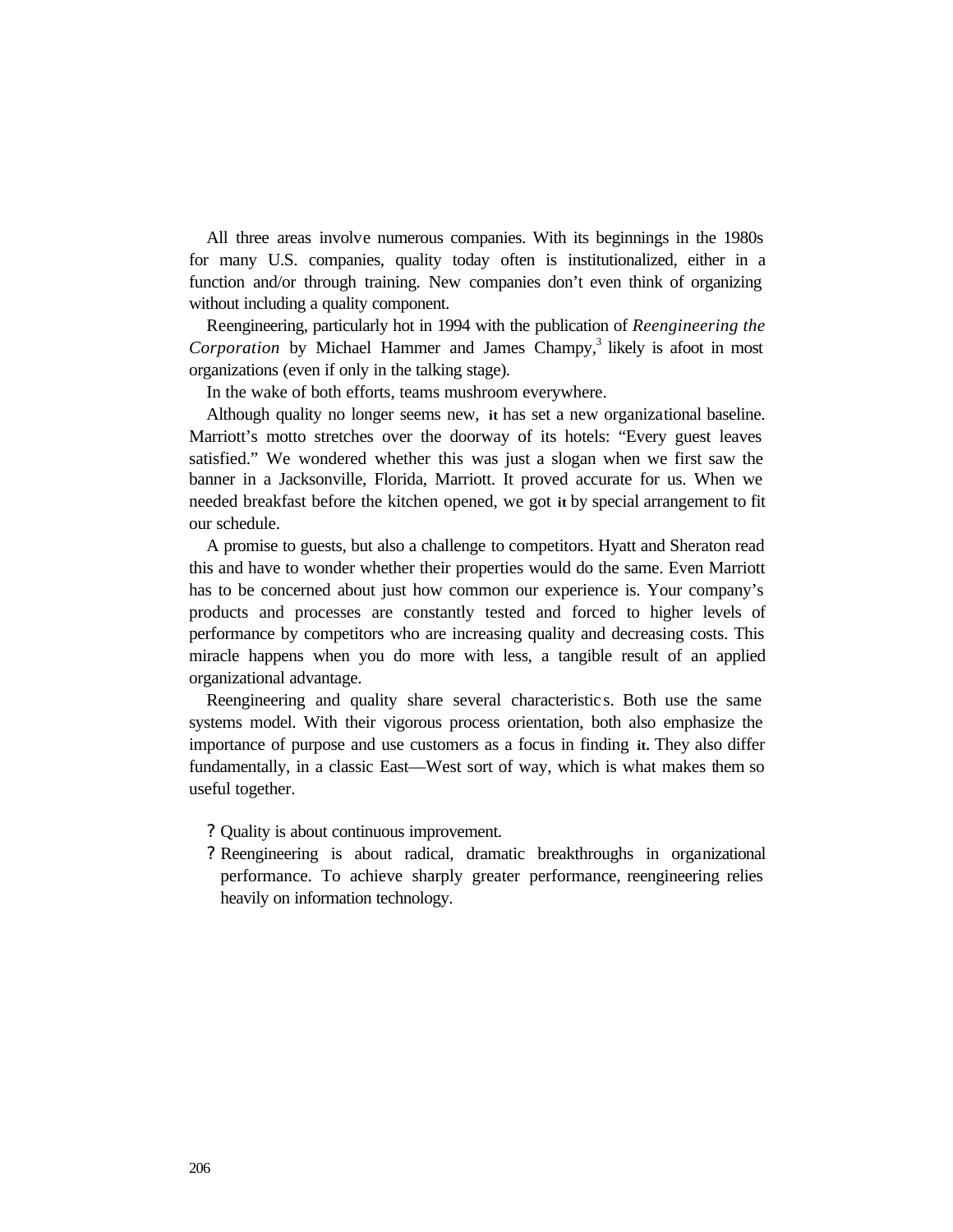All three areas involve numerous companies. With its beginnings in the 1980s for many U.S. companies, quality today often is institutionalized, either in a function and/or through training. New companies don't even think of organizing without including a quality component.

Reengineering, particularly hot in 1994 with the publication of *Reengineering the Corporation* by Michael Hammer and James Champy,[3] likely is afoot in most organizations (even if only in the talking stage).

In the wake of both efforts, teams mushroom everywhere.

Although quality no longer seems new, it has set a new organizational baseline. Marriott's motto stretches over the doorway of its hotels: "Every guest leaves satisfied." We wondered whether this was just a slogan when we first saw the banner in a Jacksonville, Florida, Marriott. It proved accurate for us. When we needed breakfast before the kitchen opened, we got it by special arrangement to fit our schedule.

A promise to guests, but also a challenge to competitors. Hyatt and Sheraton read this and have to wonder whether their properties would do the same. Even Marriott has to be concerned about just how common our experience is. Your company's products and processes are constantly tested and forced to higher levels of performance by competitors who are increasing quality and decreasing costs. This miracle happens when you do more with less, a tangible result of an applied organizational advantage.

Reengineering and quality share several characteristics. Both use the same systems model. With their vigorous process orientation, both also emphasize the importance of purpose and use customers as a focus in finding it. They also differ fundamentally, in a classic East—West sort of way, which is what makes them so useful together.

- Quality is about continuous improvement.
- Reengineering is about radical, dramatic breakthroughs in organizational performance. To achieve sharply greater performance, reengineering relies heavily on information technology.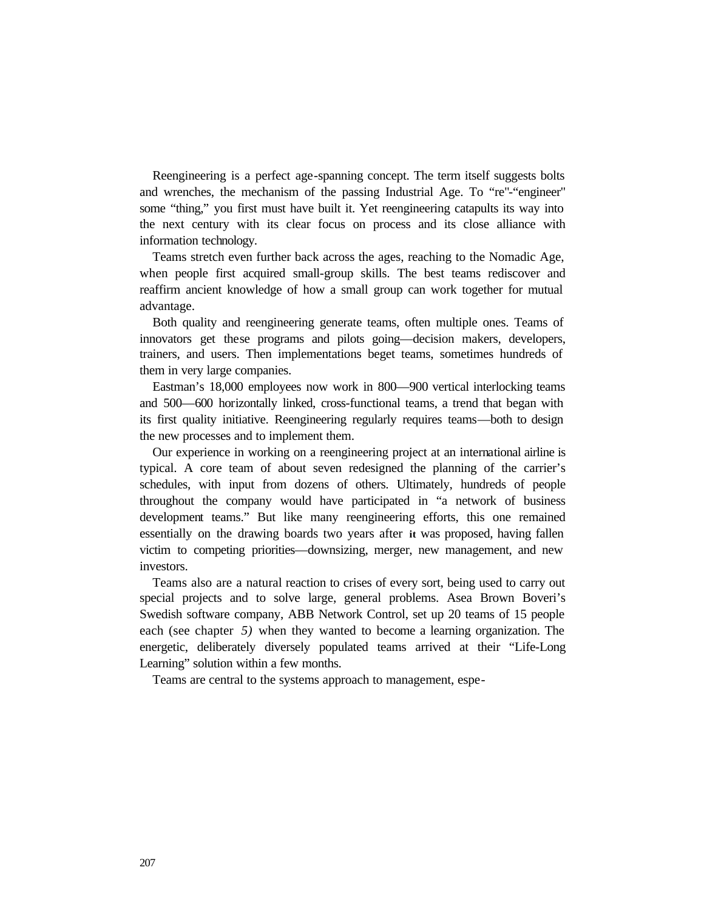Reengineering is a perfect age-spanning concept. The term itself suggests bolts and wrenches, the mechanism of the passing Industrial Age. To "re"-"engineer" some "thing," you first must have built it. Yet reengineering catapults its way into the next century with its clear focus on process and its close alliance with information technology.

Teams stretch even further back across the ages, reaching to the Nomadic Age, when people first acquired small-group skills. The best teams rediscover and reaffirm ancient knowledge of how a small group can work together for mutual advantage.

Both quality and reengineering generate teams, often multiple ones. Teams of innovators get these programs and pilots going—decision makers, developers, trainers, and users. Then implementations beget teams, sometimes hundreds of them in very large companies.

Eastman's 18,000 employees now work in 800—900 vertical interlocking teams and 500—600 horizontally linked, cross-functional teams, a trend that began with its first quality initiative. Reengineering regularly requires teams—both to design the new processes and to implement them.

Our experience in working on a reengineering project at an international airline is typical. A core team of about seven redesigned the planning of the carrier's schedules, with input from dozens of others. Ultimately, hundreds of people throughout the company would have participated in "a network of business development teams." But like many reengineering efforts, this one remained essentially on the drawing boards two years after it was proposed, having fallen victim to competing priorities—downsizing, merger, new management, and new investors.

Teams also are a natural reaction to crises of every sort, being used to carry out special projects and to solve large, general problems. Asea Brown Boveri's Swedish software company, ABB Network Control, set up 20 teams of 15 people each (see chapter *5)* when they wanted to become a learning organization. The energetic, deliberately diversely populated teams arrived at their "Life-Long Learning" solution within a few months.

Teams are central to the systems approach to management, espe-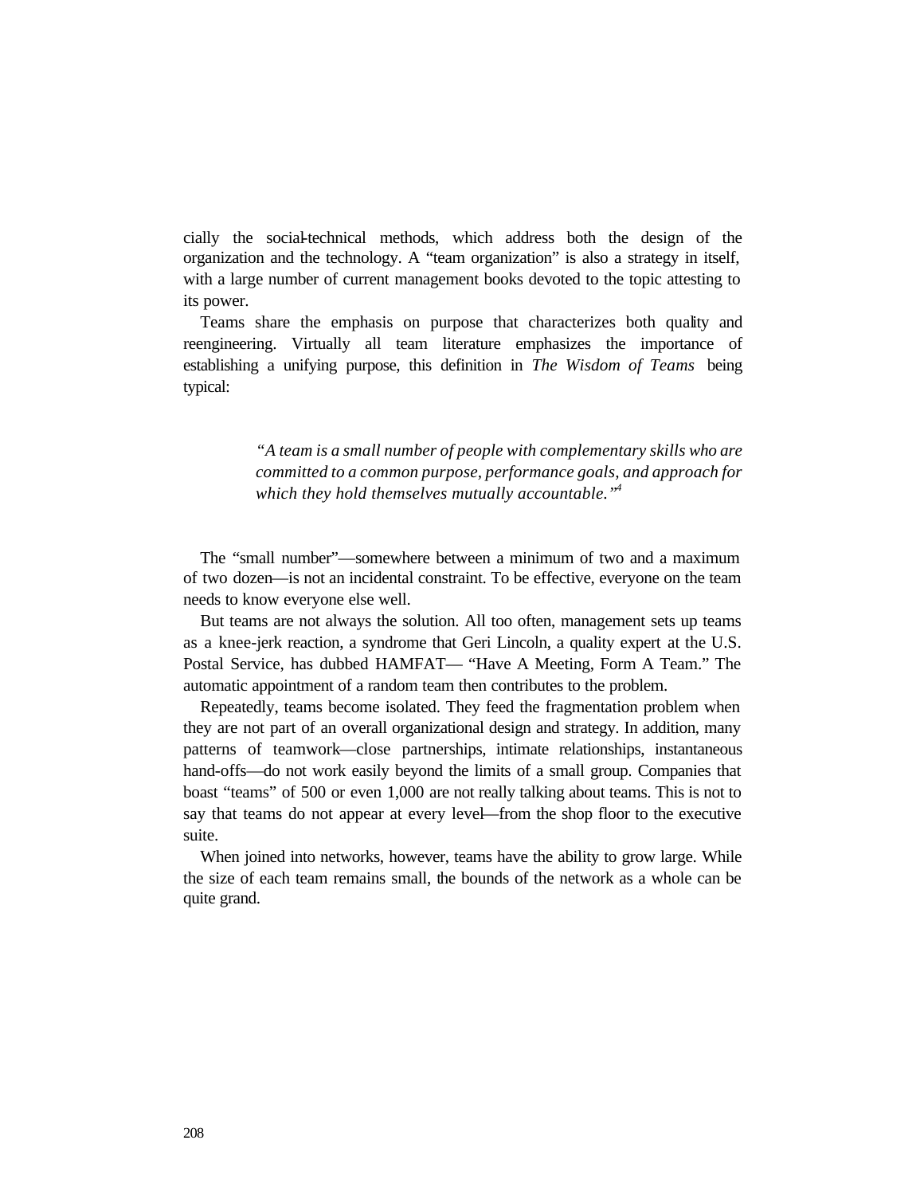cially the social-technical methods, which address both the design of the organization and the technology. A "team organization" is also a strategy in itself, with a large number of current management books devoted to the topic attesting to its power.

Teams share the emphasis on purpose that characterizes both quality and reengineering. Virtually all team literature emphasizes the importance of establishing a unifying purpose, this definition in *The Wisdom of Teams* being typical:

> *"A team is a small number of people with complementary skills who are committed to a common purpose, performance goals, and approach for which they hold themselves mutually accountable."*[4]

The "small number"—somewhere between a minimum of two and a maximum of two dozen—is not an incidental constraint. To be effective, everyone on the team needs to know everyone else well.

But teams are not always the solution. All too often, management sets up teams as a knee-jerk reaction, a syndrome that Geri Lincoln, a quality expert at the U.S. Postal Service, has dubbed HAMFAT— "Have A Meeting, Form A Team." The automatic appointment of a random team then contributes to the problem.

Repeatedly, teams become isolated. They feed the fragmentation problem when they are not part of an overall organizational design and strategy. In addition, many patterns of teamwork—close partnerships, intimate relationships, instantaneous hand-offs—do not work easily beyond the limits of a small group. Companies that boast "teams" of 500 or even 1,000 are not really talking about teams. This is not to say that teams do not appear at every level—from the shop floor to the executive suite.

When joined into networks, however, teams have the ability to grow large. While the size of each team remains small, the bounds of the network as a whole can be quite grand.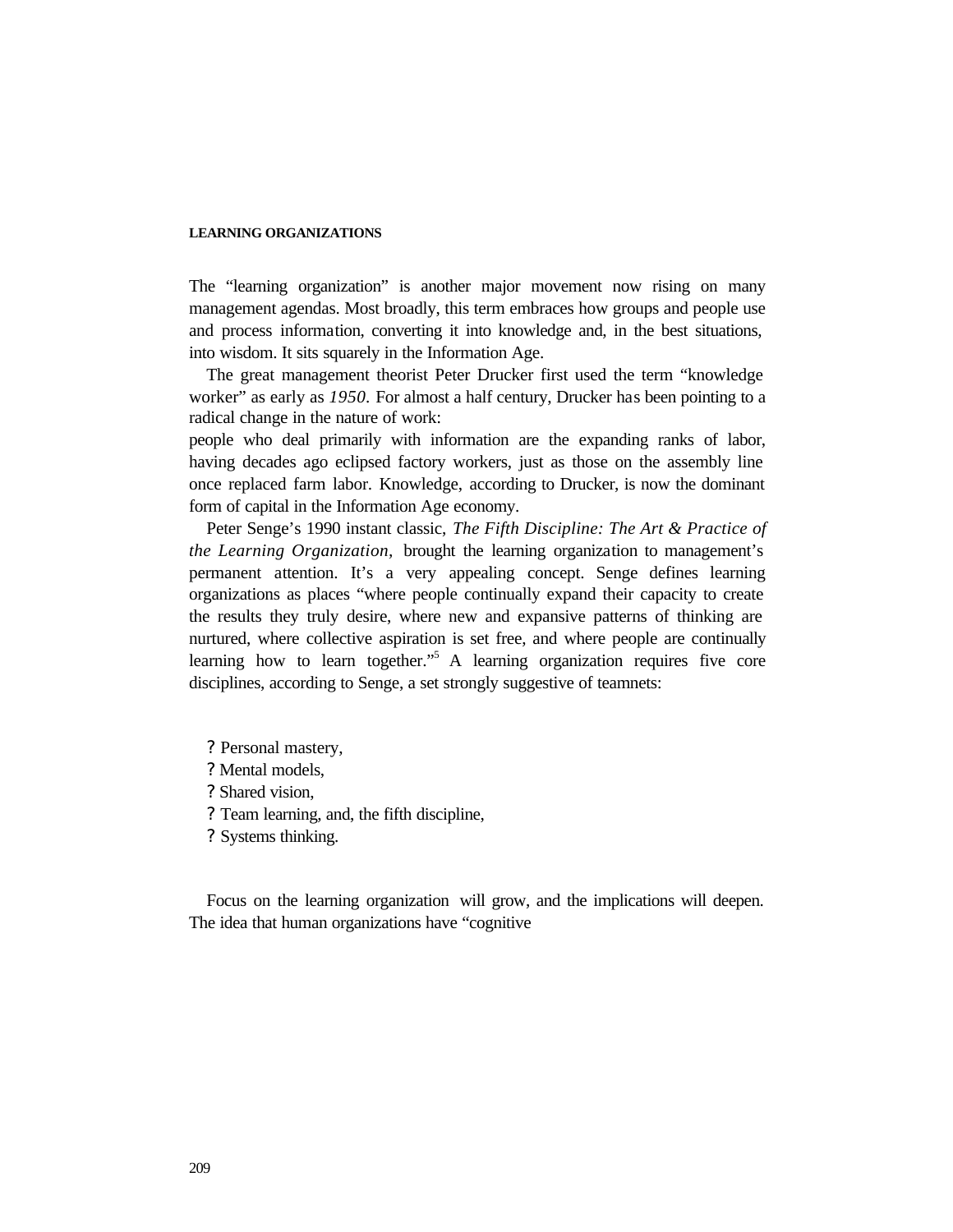## LEARNING ORGANIZATIONS

The "learning organization" is another major movement now rising on many management agendas. Most broadly, this term embraces how groups and people use and process information, converting it into knowledge and, in the best situations, into wisdom. It sits squarely in the Information Age.

The great management theorist Peter Drucker first used the term "knowledge worker" as early as *1950*. For almost a half century, Drucker has been pointing to a radical change in the nature of work:
people who deal primarily with information are the expanding ranks of labor, having decades ago eclipsed factory workers, just as those on the assembly line once replaced farm labor. Knowledge, according to Drucker, is now the dominant form of capital in the Information Age economy.

Peter Senge's 1990 instant classic, *The Fifth Discipline: The Art & Practice of the Learning Organization*, brought the learning organization to management's permanent attention. It's a very appealing concept. Senge defines learning organizations as places "where people continually expand their capacity to create the results they truly desire, where new and expansive patterns of thinking are nurtured, where collective aspiration is set free, and where people are continually learning how to learn together."[5] A learning organization requires five core disciplines, according to Senge, a set strongly suggestive of teamnets:

- Personal mastery,
- Mental models,
- Shared vision,
- Team learning, and, the fifth discipline,
- Systems thinking.

Focus on the learning organization will grow, and the implications will deepen. The idea that human organizations have "cognitive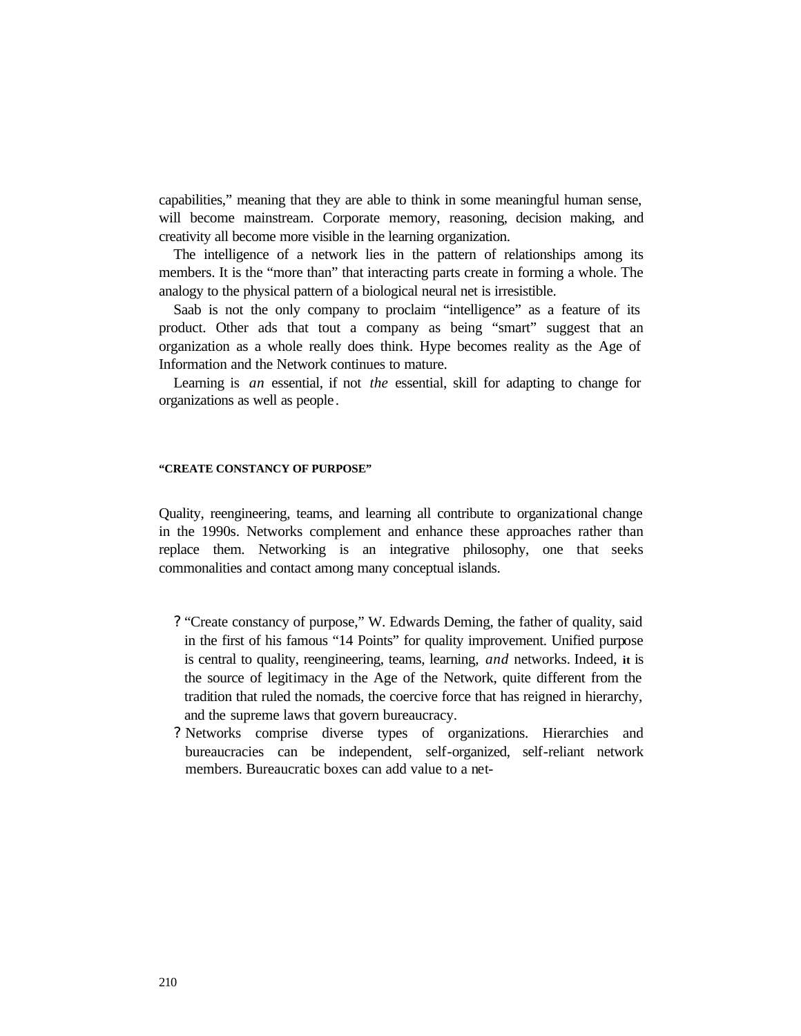capabilities," meaning that they are able to think in some meaningful human sense, will become mainstream. Corporate memory, reasoning, decision making, and creativity all become more visible in the learning organization.

The intelligence of a network lies in the pattern of relationships among its members. It is the "more than" that interacting parts create in forming a whole. The analogy to the physical pattern of a biological neural net is irresistible.

Saab is not the only company to proclaim "intelligence" as a feature of its product. Other ads that tout a company as being "smart" suggest that an organization as a whole really does think. Hype becomes reality as the Age of Information and the Network continues to mature.

Learning is *an* essential, if not *the* essential, skill for adapting to change for organizations as well as people.

#### "CREATE CONSTANCY OF PURPOSE"

Quality, reengineering, teams, and learning all contribute to organizational change in the 1990s. Networks complement and enhance these approaches rather than replace them. Networking is an integrative philosophy, one that seeks commonalities and contact among many conceptual islands.

- "Create constancy of purpose," W. Edwards Deming, the father of quality, said in the first of his famous "14 Points" for quality improvement. Unified purpose is central to quality, reengineering, teams, learning, *and* networks. Indeed, it is the source of legitimacy in the Age of the Network, quite different from the tradition that ruled the nomads, the coercive force that has reigned in hierarchy, and the supreme laws that govern bureaucracy.
- Networks comprise diverse types of organizations. Hierarchies and bureaucracies can be independent, self-organized, self-reliant network members. Bureaucratic boxes can add value to a net-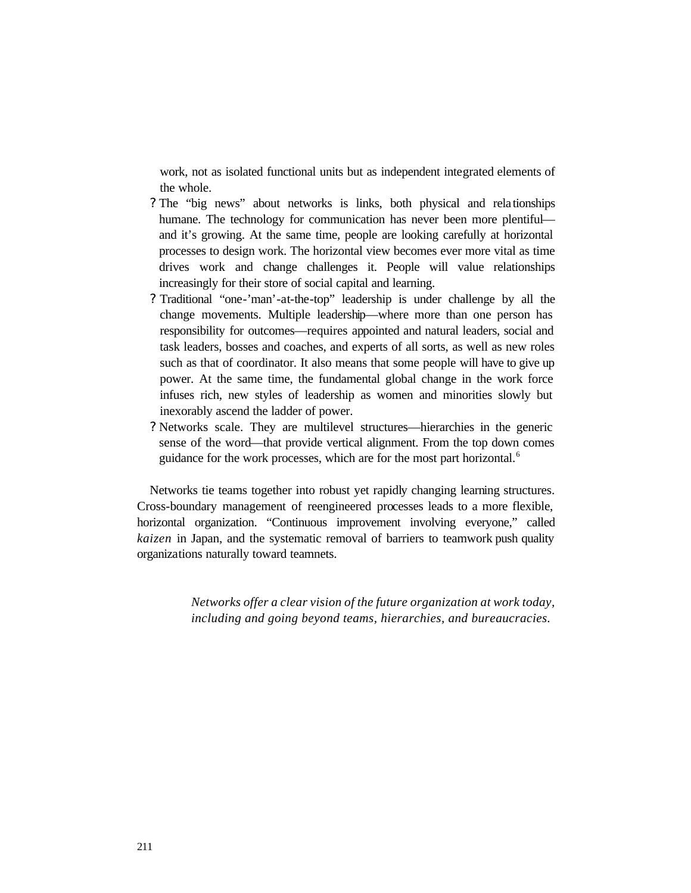work, not as isolated functional units but as independent integrated elements of the whole.

- The "big news" about networks is links, both physical and relationships humane. The technology for communication has never been more plentiful—and it's growing. At the same time, people are looking carefully at horizontal processes to design work. The horizontal view becomes ever more vital as time drives work and change challenges it. People will value relationships increasingly for their store of social capital and learning.
- Traditional "one-'man'-at-the-top" leadership is under challenge by all the change movements. Multiple leadership—where more than one person has responsibility for outcomes—requires appointed and natural leaders, social and task leaders, bosses and coaches, and experts of all sorts, as well as new roles such as that of coordinator. It also means that some people will have to give up power. At the same time, the fundamental global change in the work force infuses rich, new styles of leadership as women and minorities slowly but inexorably ascend the ladder of power.
- Networks scale. They are multilevel structures—hierarchies in the generic sense of the word—that provide vertical alignment. From the top down comes guidance for the work processes, which are for the most part horizontal.[6]

Networks tie teams together into robust yet rapidly changing learning structures. Cross-boundary management of reengineered processes leads to a more flexible, horizontal organization. "Continuous improvement involving everyone," called *kaizen* in Japan, and the systematic removal of barriers to teamwork push quality organizations naturally toward teamnets.

> *Networks offer a clear vision of the future organization at work today, including and going beyond teams, hierarchies, and bureaucracies.*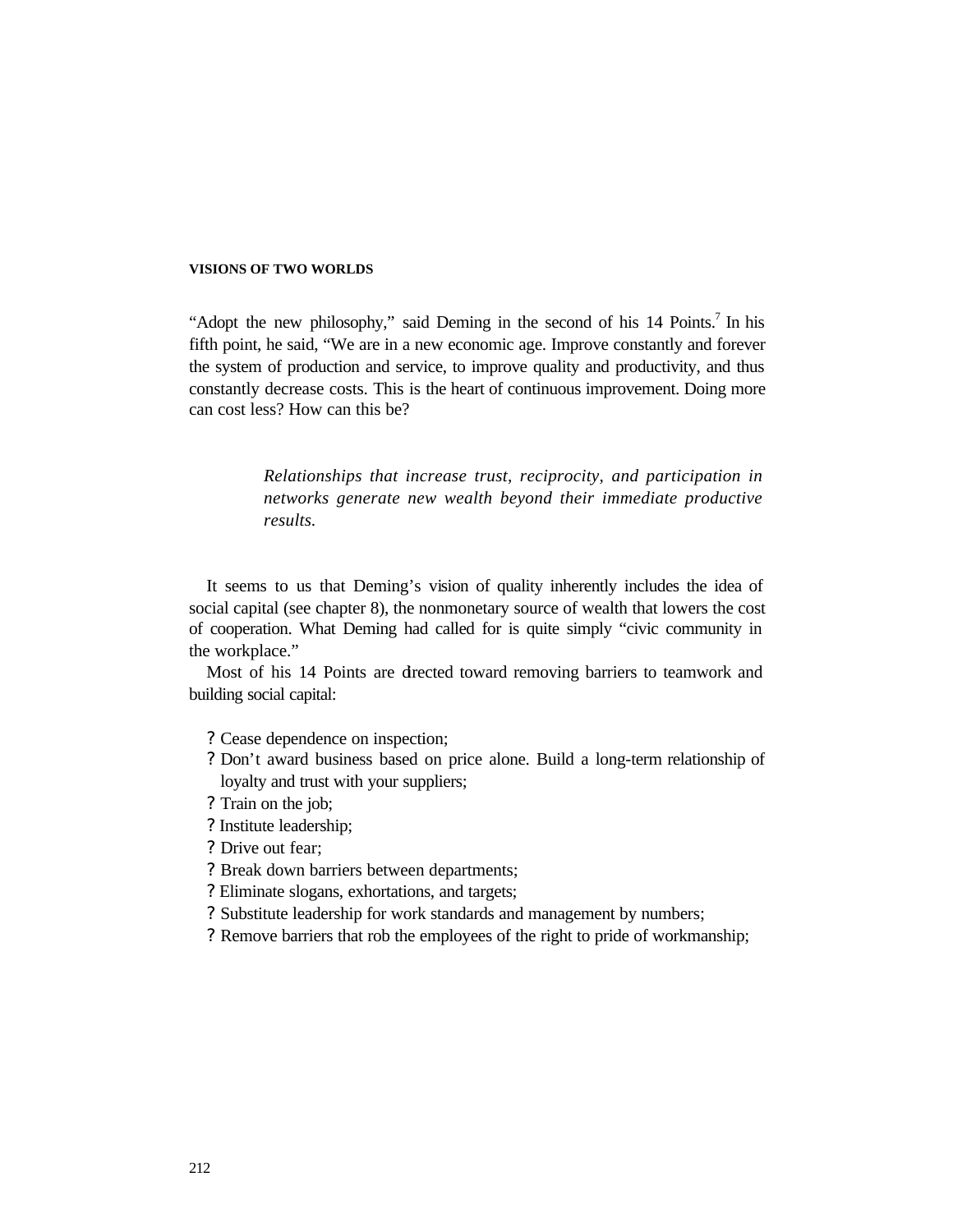"Adopt the new philosophy," said Deming in the second of his 14 Points.[7] In his fifth point, he said, "We are in a new economic age. Improve constantly and forever the system of production and service, to improve quality and productivity, and thus constantly decrease costs. This is the heart of continuous improvement. Doing more can cost less? How can this be?

> *Relationships that increase trust, reciprocity, and participation in networks generate new wealth beyond their immediate productive results.*

It seems to us that Deming's vision of quality inherently includes the idea of social capital (see chapter 8), the nonmonetary source of wealth that lowers the cost of cooperation. What Deming had called for is quite simply "civic community in the workplace."

Most of his 14 Points are directed toward removing barriers to teamwork and building social capital:

- Cease dependence on inspection;
- Don't award business based on price alone. Build a long-term relationship of loyalty and trust with your suppliers;
- Train on the job;
- Institute leadership;
- Drive out fear;
- Break down barriers between departments;
- Eliminate slogans, exhortations, and targets;
- Substitute leadership for work standards and management by numbers;
- Remove barriers that rob the employees of the right to pride of workmanship;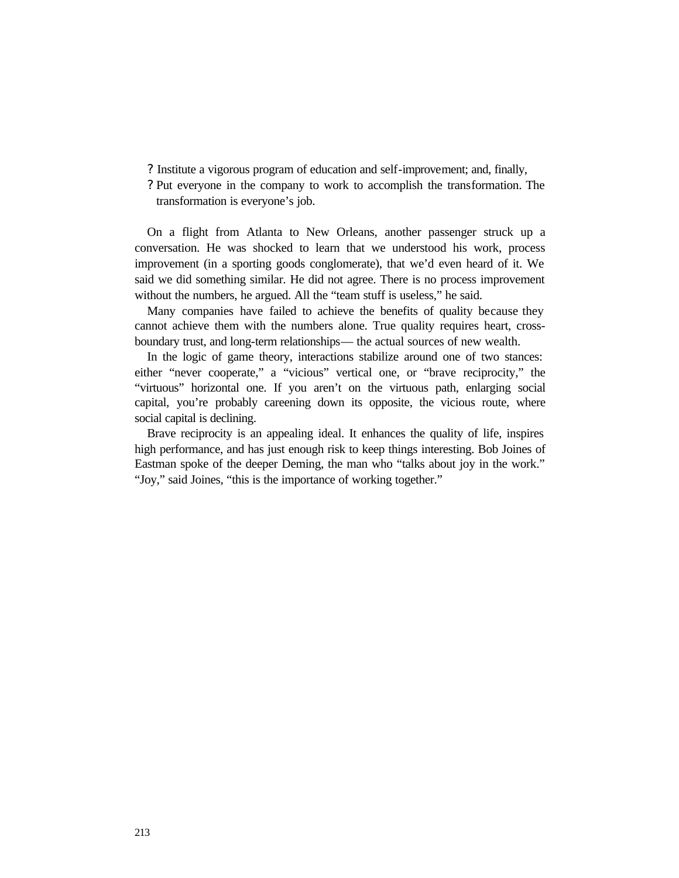- Institute a vigorous program of education and self-improvement; and, finally,
- Put everyone in the company to work to accomplish the transformation. The transformation is everyone's job.

On a flight from Atlanta to New Orleans, another passenger struck up a conversation. He was shocked to learn that we understood his work, process improvement (in a sporting goods conglomerate), that we'd even heard of it. We said we did something similar. He did not agree. There is no process improvement without the numbers, he argued. All the "team stuff is useless," he said.

Many companies have failed to achieve the benefits of quality because they cannot achieve them with the numbers alone. True quality requires heart, cross-boundary trust, and long-term relationships— the actual sources of new wealth.

In the logic of game theory, interactions stabilize around one of two stances: either "never cooperate," a "vicious" vertical one, or "brave reciprocity," the "virtuous" horizontal one. If you aren't on the virtuous path, enlarging social capital, you're probably careening down its opposite, the vicious route, where social capital is declining.

Brave reciprocity is an appealing ideal. It enhances the quality of life, inspires high performance, and has just enough risk to keep things interesting. Bob Joines of Eastman spoke of the deeper Deming, the man who "talks about joy in the work." "Joy," said Joines, "this is the importance of working together."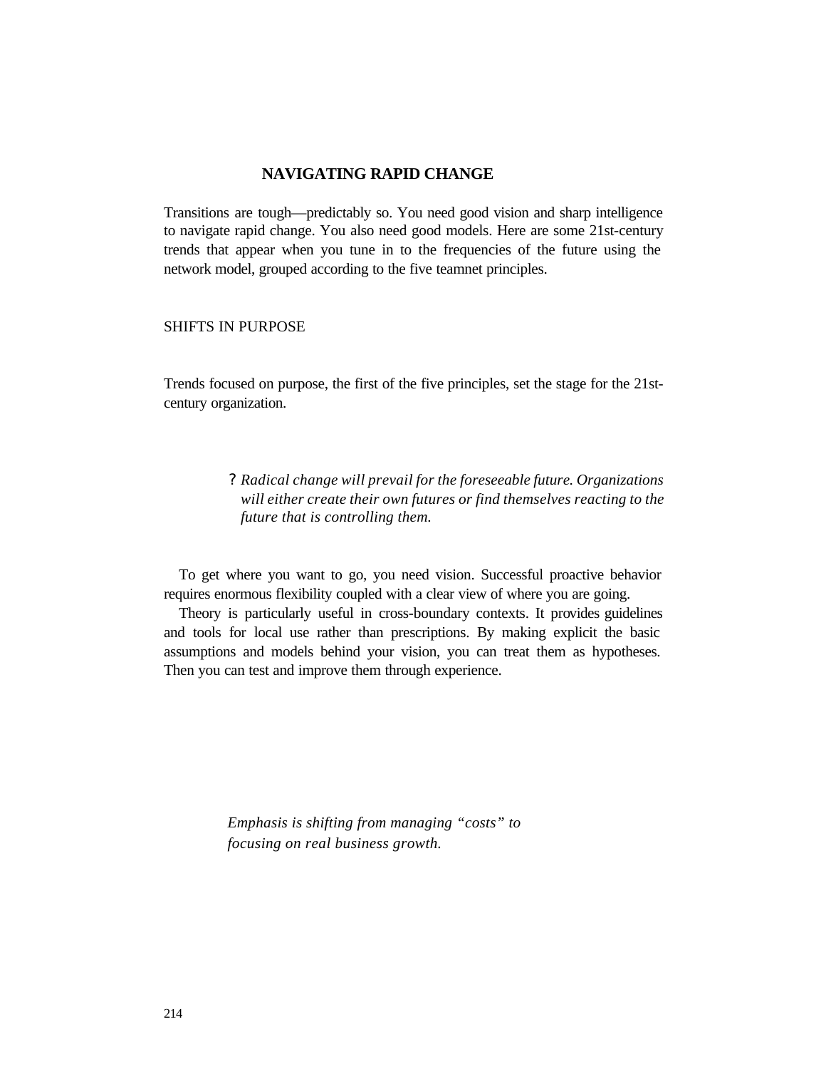## NAVIGATING RAPID CHANGE

Transitions are tough—predictably so. You need good vision and sharp intelligence to navigate rapid change. You also need good models. Here are some 21st-century trends that appear when you tune in to the frequencies of the future using the network model, grouped according to the five teamnet principles.

### SHIFTS IN PURPOSE

Trends focused on purpose, the first of the five principles, set the stage for the 21st-century organization.

? *Radical change will prevail for the foreseeable future. Organizations will either create their own futures or find themselves reacting to the future that is controlling them.*

To get where you want to go, you need vision. Successful proactive behavior requires enormous flexibility coupled with a clear view of where you are going.

Theory is particularly useful in cross-boundary contexts. It provides guidelines and tools for local use rather than prescriptions. By making explicit the basic assumptions and models behind your vision, you can treat them as hypotheses. Then you can test and improve them through experience.

*Emphasis is shifting from managing "costs" to focusing on real business growth.*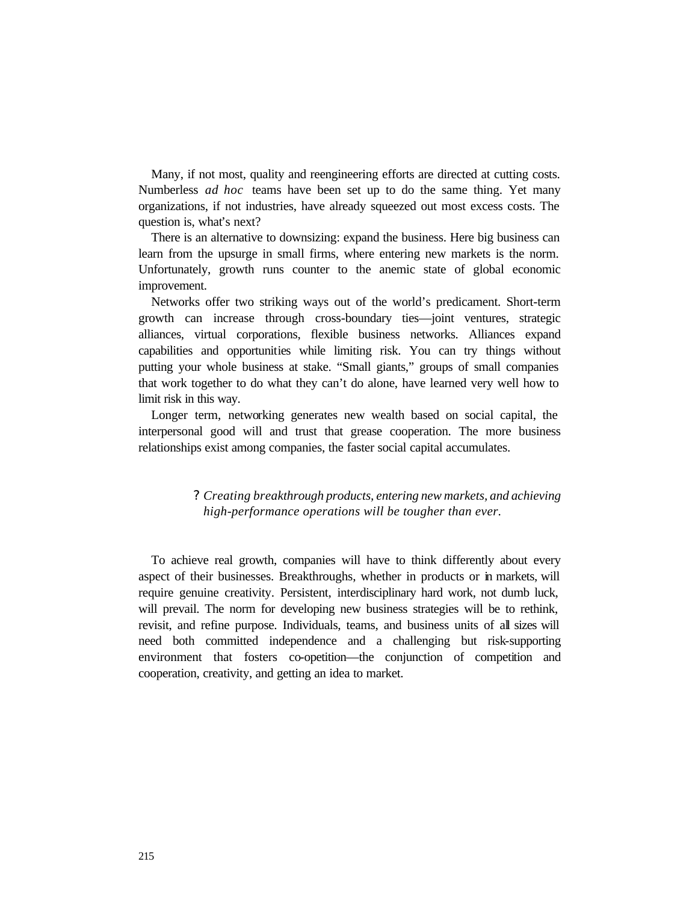Many, if not most, quality and reengineering efforts are directed at cutting costs. Numberless *ad hoc* teams have been set up to do the same thing. Yet many organizations, if not industries, have already squeezed out most excess costs. The question is, what's next?

There is an alternative to downsizing: expand the business. Here big business can learn from the upsurge in small firms, where entering new markets is the norm. Unfortunately, growth runs counter to the anemic state of global economic improvement.

Networks offer two striking ways out of the world's predicament. Short-term growth can increase through cross-boundary ties—joint ventures, strategic alliances, virtual corporations, flexible business networks. Alliances expand capabilities and opportunities while limiting risk. You can try things without putting your whole business at stake. "Small giants," groups of small companies that work together to do what they can't do alone, have learned very well how to limit risk in this way.

Longer term, networking generates new wealth based on social capital, the interpersonal good will and trust that grease cooperation. The more business relationships exist among companies, the faster social capital accumulates.

? *Creating breakthrough products, entering new markets, and achieving high-performance operations will be tougher than ever.*

To achieve real growth, companies will have to think differently about every aspect of their businesses. Breakthroughs, whether in products or in markets, will require genuine creativity. Persistent, interdisciplinary hard work, not dumb luck, will prevail. The norm for developing new business strategies will be to rethink, revisit, and refine purpose. Individuals, teams, and business units of all sizes will need both committed independence and a challenging but risk-supporting environment that fosters co-opetition—the conjunction of competition and cooperation, creativity, and getting an idea to market.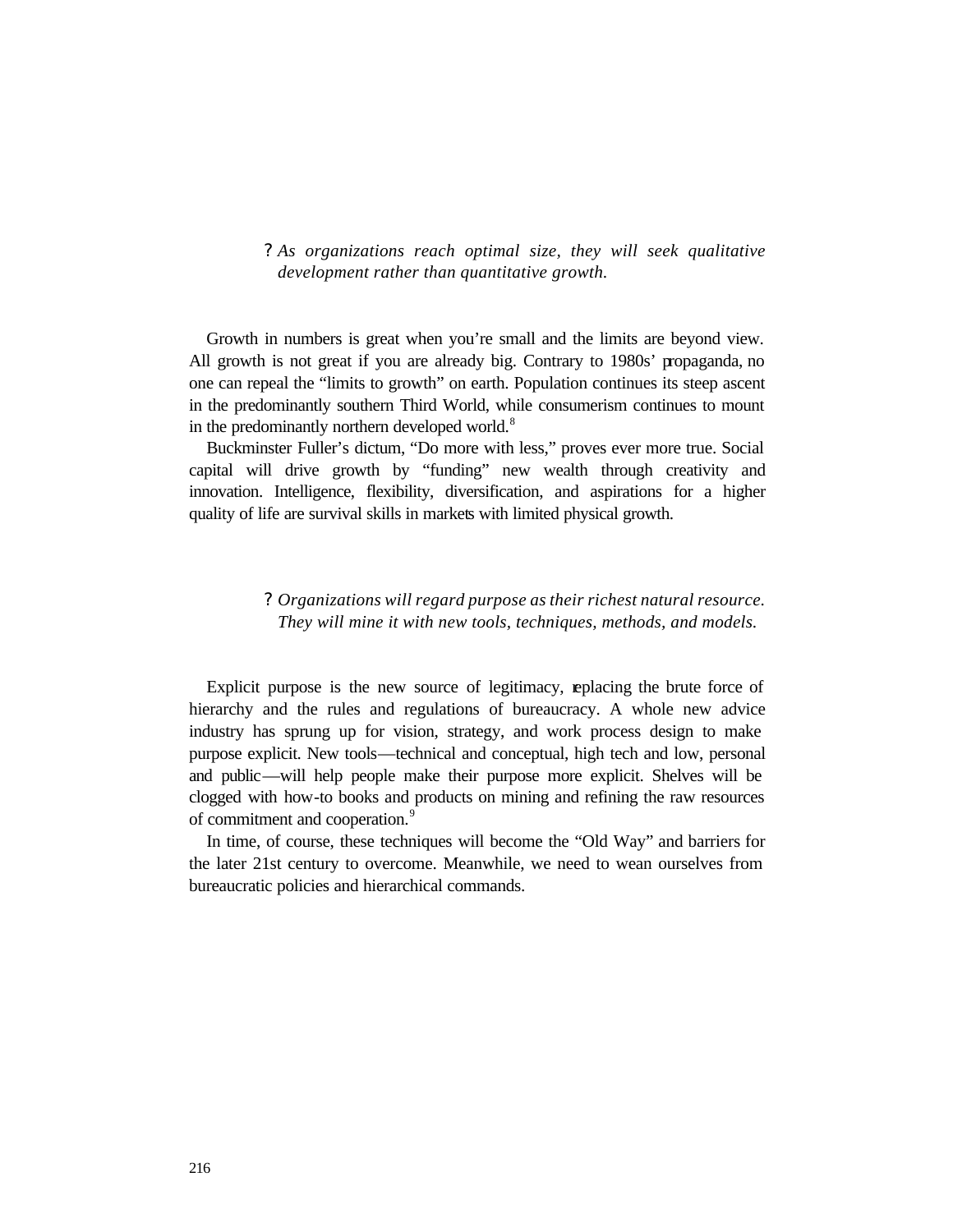? *As organizations reach optimal size, they will seek qualitative development rather than quantitative growth.*

Growth in numbers is great when you're small and the limits are beyond view. All growth is not great if you are already big. Contrary to 1980s' propaganda, no one can repeal the "limits to growth" on earth. Population continues its steep ascent in the predominantly southern Third World, while consumerism continues to mount in the predominantly northern developed world.[8]

Buckminster Fuller's dictum, "Do more with less," proves ever more true. Social capital will drive growth by "funding" new wealth through creativity and innovation. Intelligence, flexibility, diversification, and aspirations for a higher quality of life are survival skills in markets with limited physical growth.

? *Organizations will regard purpose as their richest natural resource. They will mine it with new tools, techniques, methods, and models.*

Explicit purpose is the new source of legitimacy, replacing the brute force of hierarchy and the rules and regulations of bureaucracy. A whole new advice industry has sprung up for vision, strategy, and work process design to make purpose explicit. New tools—technical and conceptual, high tech and low, personal and public—will help people make their purpose more explicit. Shelves will be clogged with how-to books and products on mining and refining the raw resources of commitment and cooperation.[9]

In time, of course, these techniques will become the "Old Way" and barriers for the later 21st century to overcome. Meanwhile, we need to wean ourselves from bureaucratic policies and hierarchical commands.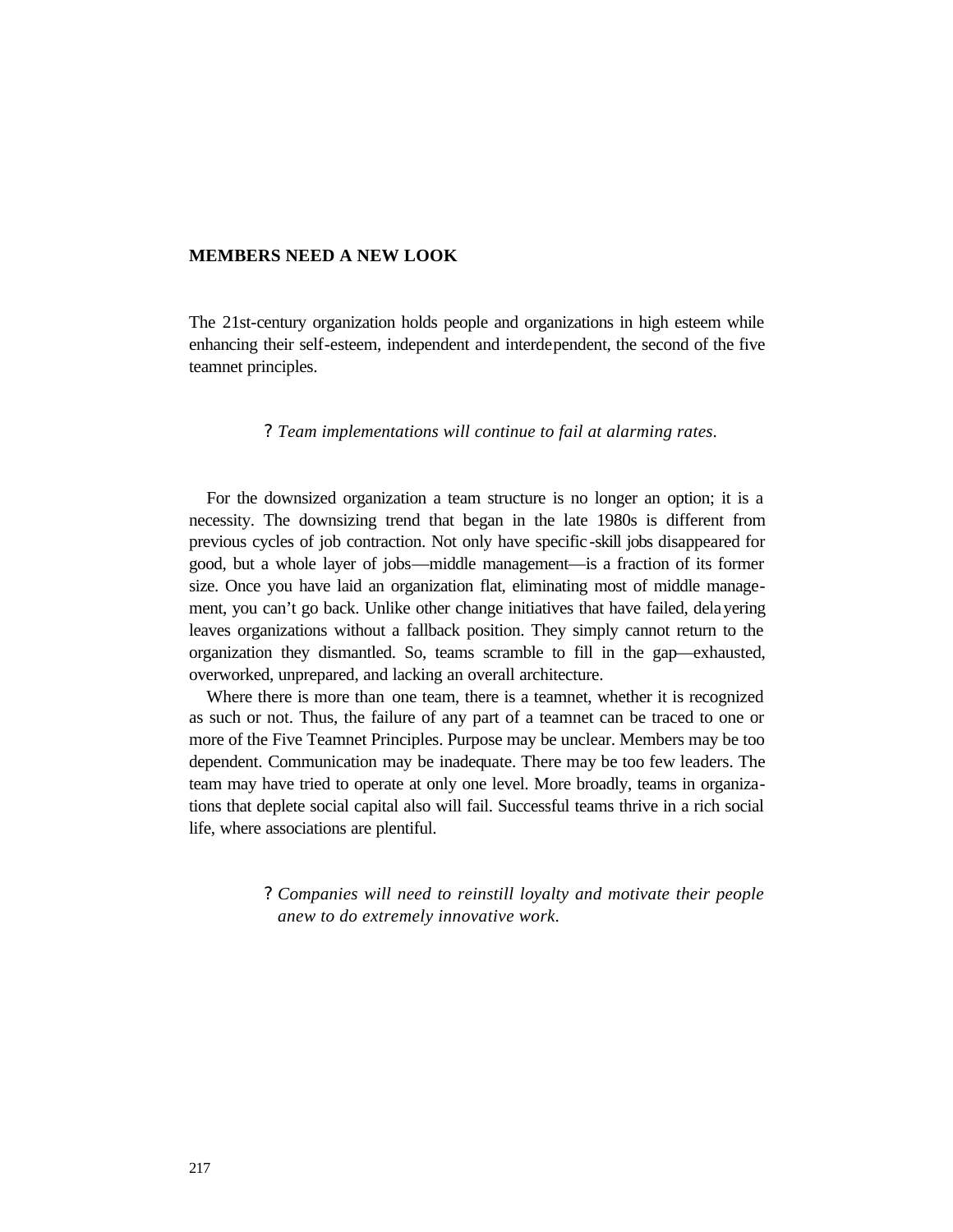## MEMBERS NEED A NEW LOOK

The 21st-century organization holds people and organizations in high esteem while enhancing their self-esteem, independent and interdependent, the second of the five teamnet principles.

? *Team implementations will continue to fail at alarming rates.*

For the downsized organization a team structure is no longer an option; it is a necessity. The downsizing trend that began in the late 1980s is different from previous cycles of job contraction. Not only have specific-skill jobs disappeared for good, but a whole layer of jobs—middle management—is a fraction of its former size. Once you have laid an organization flat, eliminating most of middle management, you can't go back. Unlike other change initiatives that have failed, delayering leaves organizations without a fallback position. They simply cannot return to the organization they dismantled. So, teams scramble to fill in the gap—exhausted, overworked, unprepared, and lacking an overall architecture.

Where there is more than one team, there is a teamnet, whether it is recognized as such or not. Thus, the failure of any part of a teamnet can be traced to one or more of the Five Teamnet Principles. Purpose may be unclear. Members may be too dependent. Communication may be inadequate. There may be too few leaders. The team may have tried to operate at only one level. More broadly, teams in organizations that deplete social capital also will fail. Successful teams thrive in a rich social life, where associations are plentiful.

? *Companies will need to reinstill loyalty and motivate their people anew to do extremely innovative work.*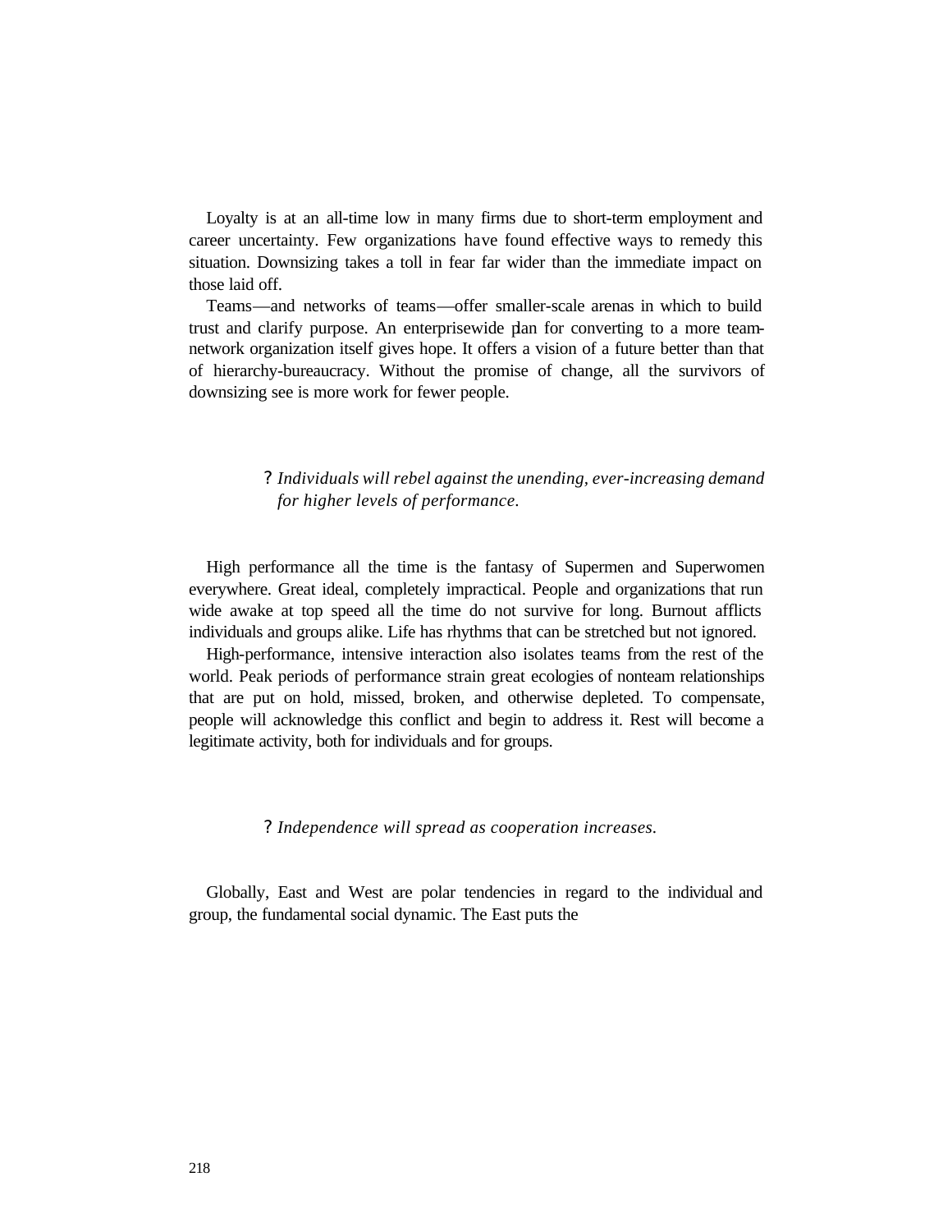Loyalty is at an all-time low in many firms due to short-term employment and career uncertainty. Few organizations have found effective ways to remedy this situation. Downsizing takes a toll in fear far wider than the immediate impact on those laid off.

Teams—and networks of teams—offer smaller-scale arenas in which to build trust and clarify purpose. An enterprisewide plan for converting to a more team-network organization itself gives hope. It offers a vision of a future better than that of hierarchy-bureaucracy. Without the promise of change, all the survivors of downsizing see is more work for fewer people.

? *Individuals will rebel against the unending, ever-increasing demand for higher levels of performance.*

High performance all the time is the fantasy of Supermen and Superwomen everywhere. Great ideal, completely impractical. People and organizations that run wide awake at top speed all the time do not survive for long. Burnout afflicts individuals and groups alike. Life has rhythms that can be stretched but not ignored.

High-performance, intensive interaction also isolates teams from the rest of the world. Peak periods of performance strain great ecologies of nonteam relationships that are put on hold, missed, broken, and otherwise depleted. To compensate, people will acknowledge this conflict and begin to address it. Rest will become a legitimate activity, both for individuals and for groups.

? *Independence will spread as cooperation increases.*

Globally, East and West are polar tendencies in regard to the individual and group, the fundamental social dynamic. The East puts the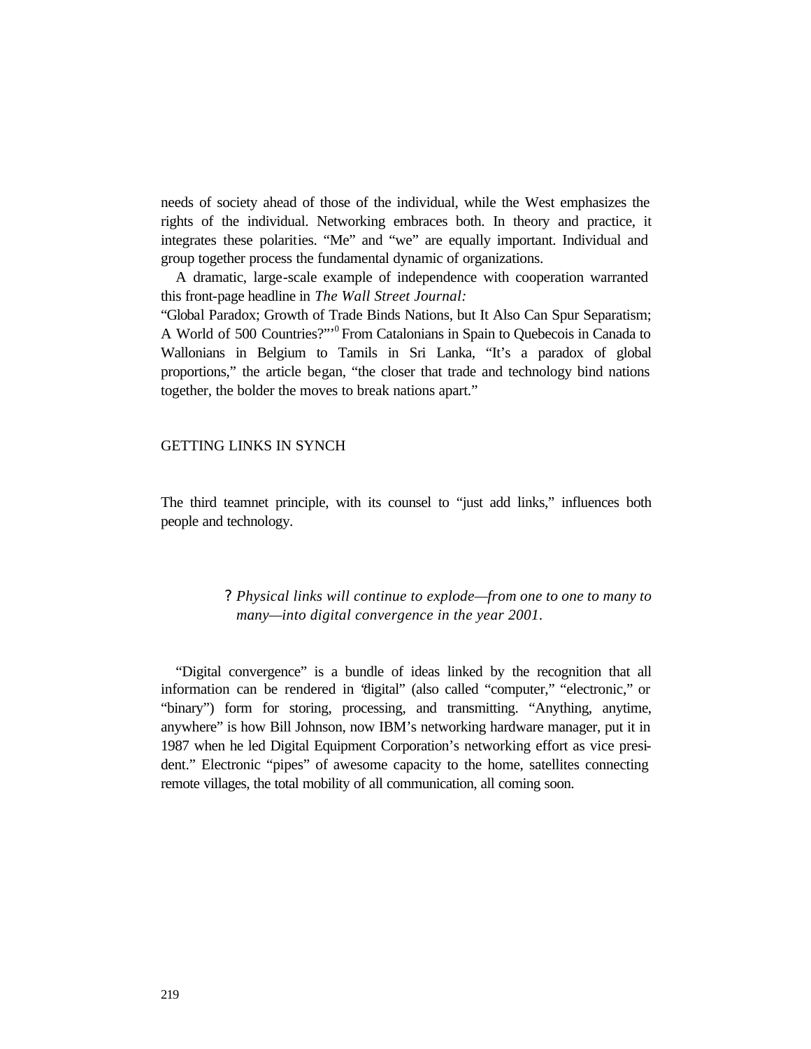needs of society ahead of those of the individual, while the West emphasizes the rights of the individual. Networking embraces both. In theory and practice, it integrates these polarities. "Me" and "we" are equally important. Individual and group together process the fundamental dynamic of organizations.

A dramatic, large-scale example of independence with cooperation warranted this front-page headline in *The Wall Street Journal:*
"Global Paradox; Growth of Trade Binds Nations, but It Also Can Spur Separatism; A World of 500 Countries?"'[0] From Catalonians in Spain to Quebecois in Canada to Wallonians in Belgium to Tamils in Sri Lanka, "It's a paradox of global proportions," the article began, "the closer that trade and technology bind nations together, the bolder the moves to break nations apart."

## GETTING LINKS IN SYNCH

The third teamnet principle, with its counsel to "just add links," influences both people and technology.

> ? *Physical links will continue to explode—from one to one to many to many—into digital convergence in the year 2001.*

"Digital convergence" is a bundle of ideas linked by the recognition that all information can be rendered in "digital" (also called "computer," "electronic," or "binary") form for storing, processing, and transmitting. "Anything, anytime, anywhere" is how Bill Johnson, now IBM's networking hardware manager, put it in 1987 when he led Digital Equipment Corporation's networking effort as vice president." Electronic "pipes" of awesome capacity to the home, satellites connecting remote villages, the total mobility of all communication, all coming soon.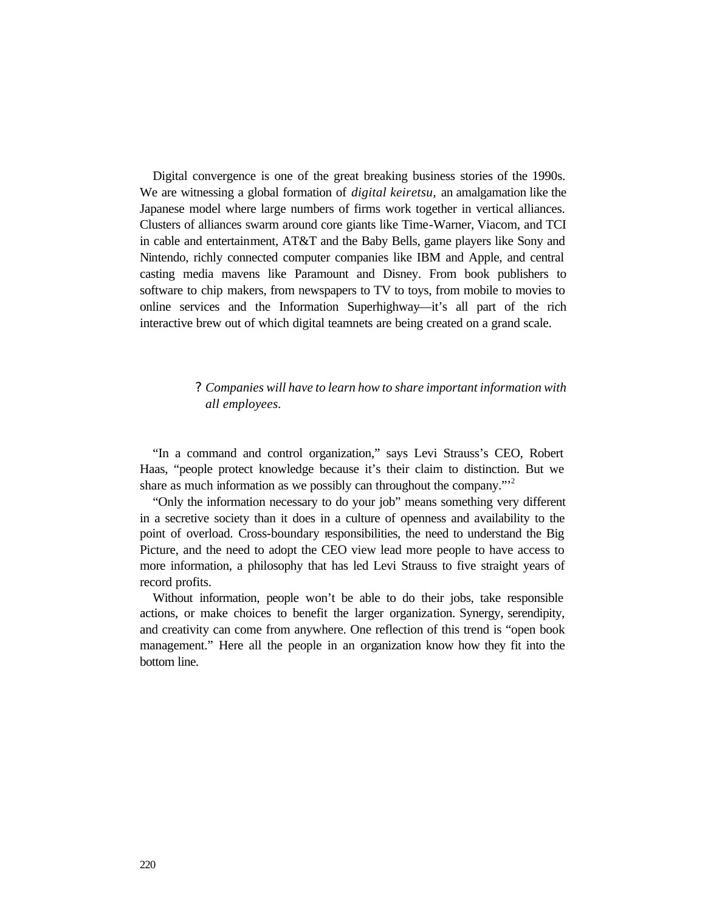Digital convergence is one of the great breaking business stories of the 1990s. We are witnessing a global formation of *digital keiretsu*, an amalgamation like the Japanese model where large numbers of firms work together in vertical alliances. Clusters of alliances swarm around core giants like Time-Warner, Viacom, and TCI in cable and entertainment, AT&T and the Baby Bells, game players like Sony and Nintendo, richly connected computer companies like IBM and Apple, and central casting media mavens like Paramount and Disney. From book publishers to software to chip makers, from newspapers to TV to toys, from mobile to movies to online services and the Information Superhighway—it's all part of the rich interactive brew out of which digital teamnets are being created on a grand scale.

? *Companies will have to learn how to share important information with all employees.*

"In a command and control organization," says Levi Strauss's CEO, Robert Haas, "people protect knowledge because it's their claim to distinction. But we share as much information as we possibly can throughout the company."'[2]

"Only the information necessary to do your job" means something very different in a secretive society than it does in a culture of openness and availability to the point of overload. Cross-boundary responsibilities, the need to understand the Big Picture, and the need to adopt the CEO view lead more people to have access to more information, a philosophy that has led Levi Strauss to five straight years of record profits.

Without information, people won't be able to do their jobs, take responsible actions, or make choices to benefit the larger organization. Synergy, serendipity, and creativity can come from anywhere. One reflection of this trend is "open book management." Here all the people in an organization know how they fit into the bottom line.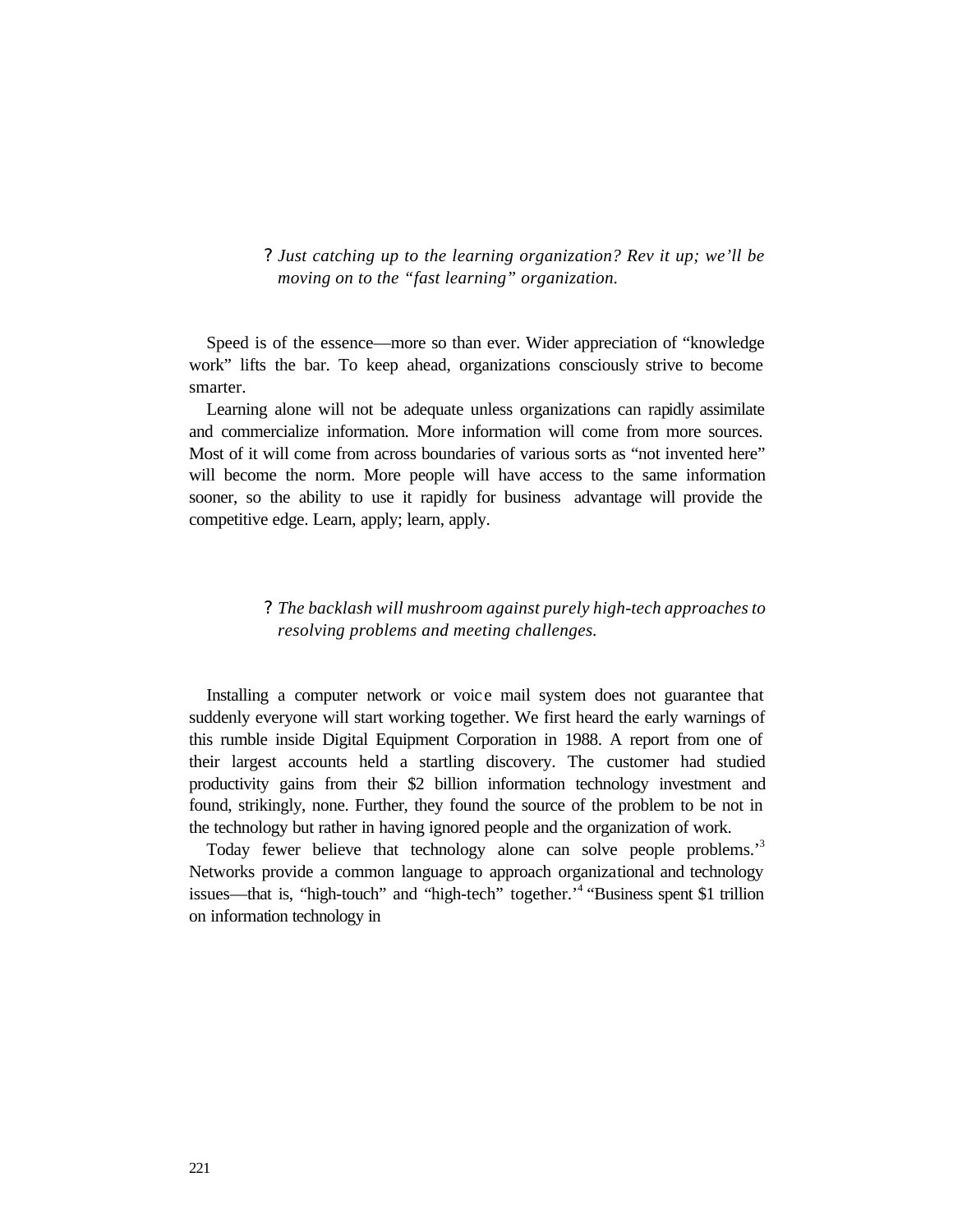? *Just catching up to the learning organization? Rev it up; we'll be moving on to the "fast learning" organization.*

Speed is of the essence—more so than ever. Wider appreciation of "knowledge work" lifts the bar. To keep ahead, organizations consciously strive to become smarter.

Learning alone will not be adequate unless organizations can rapidly assimilate and commercialize information. More information will come from more sources. Most of it will come from across boundaries of various sorts as "not invented here" will become the norm. More people will have access to the same information sooner, so the ability to use it rapidly for business advantage will provide the competitive edge. Learn, apply; learn, apply.

? *The backlash will mushroom against purely high-tech approaches to resolving problems and meeting challenges.*

Installing a computer network or voice mail system does not guarantee that suddenly everyone will start working together. We first heard the early warnings of this rumble inside Digital Equipment Corporation in 1988. A report from one of their largest accounts held a startling discovery. The customer had studied productivity gains from their $2 billion information technology investment and found, strikingly, none. Further, they found the source of the problem to be not in the technology but rather in having ignored people and the organization of work.

Today fewer believe that technology alone can solve people problems.'[3] Networks provide a common language to approach organizational and technology issues—that is, "high-touch" and "high-tech" together.'[4] "Business spent $1 trillion on information technology in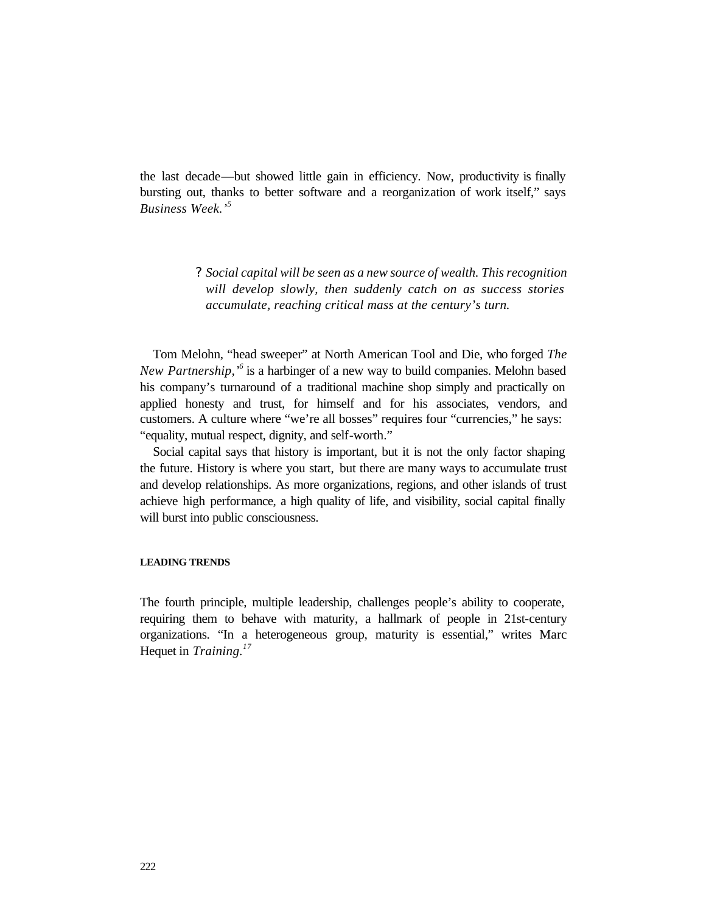the last decade—but showed little gain in efficiency. Now, productivity is finally bursting out, thanks to better software and a reorganization of work itself," says *Business Week.'*[5]

> ? *Social capital will be seen as a new source of wealth. This recognition will develop slowly, then suddenly catch on as success stories accumulate, reaching critical mass at the century's turn.*

Tom Melohn, "head sweeper" at North American Tool and Die, who forged *The New Partnership,'*[6] is a harbinger of a new way to build companies. Melohn based his company's turnaround of a traditional machine shop simply and practically on applied honesty and trust, for himself and for his associates, vendors, and customers. A culture where "we're all bosses" requires four "currencies," he says: "equality, mutual respect, dignity, and self-worth."

Social capital says that history is important, but it is not the only factor shaping the future. History is where you start, but there are many ways to accumulate trust and develop relationships. As more organizations, regions, and other islands of trust achieve high performance, a high quality of life, and visibility, social capital finally will burst into public consciousness.

#### LEADING TRENDS

The fourth principle, multiple leadership, challenges people's ability to cooperate, requiring them to behave with maturity, a hallmark of people in 21st-century organizations. "In a heterogeneous group, maturity is essential," writes Marc Hequet in *Training.*[17]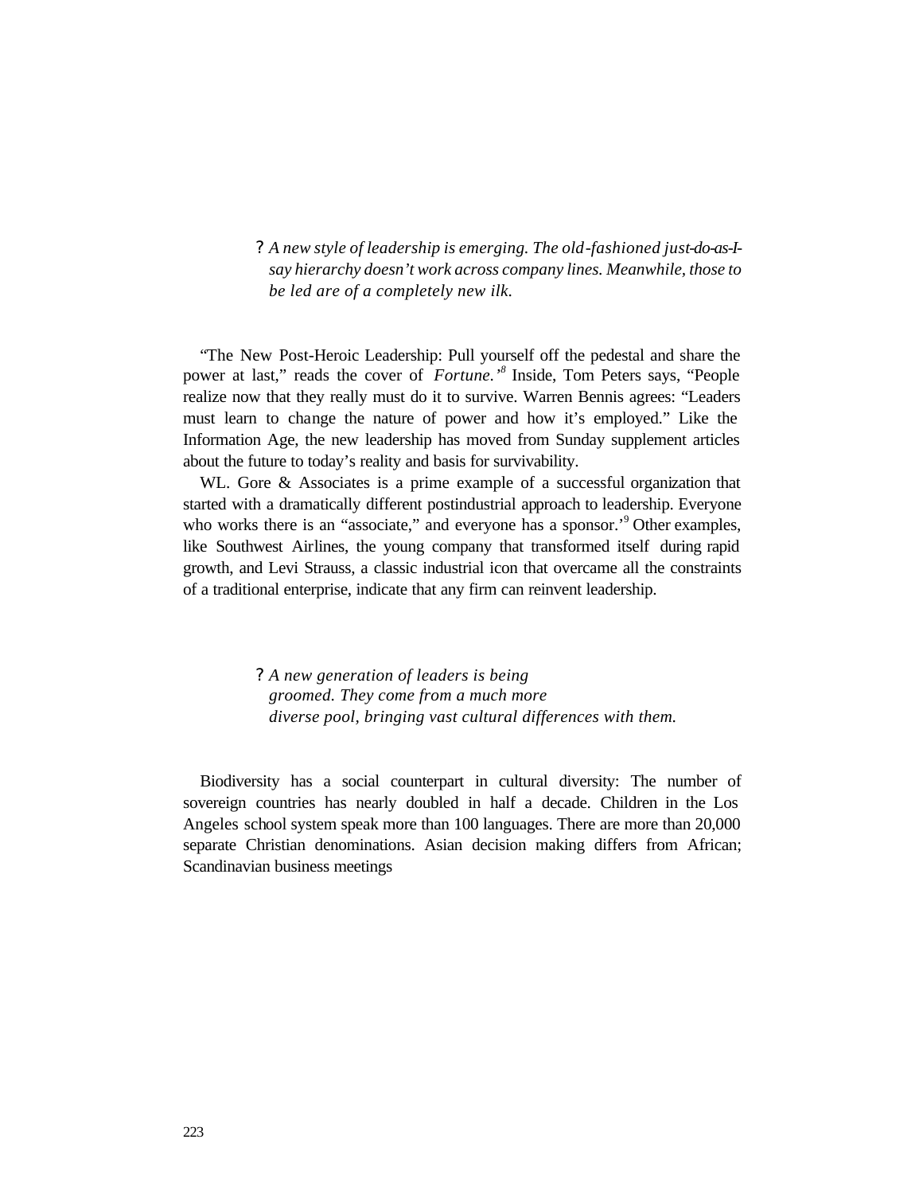? *A new style of leadership is emerging. The old-fashioned just-do-as-I-say hierarchy doesn't work across company lines. Meanwhile, those to be led are of a completely new ilk.*

"The New Post-Heroic Leadership: Pull yourself off the pedestal and share the power at last," reads the cover of *Fortune.'*[8] Inside, Tom Peters says, "People realize now that they really must do it to survive. Warren Bennis agrees: "Leaders must learn to change the nature of power and how it's employed." Like the Information Age, the new leadership has moved from Sunday supplement articles about the future to today's reality and basis for survivability.

WL. Gore & Associates is a prime example of a successful organization that started with a dramatically different postindustrial approach to leadership. Everyone who works there is an "associate," and everyone has a sponsor.'[9] Other examples, like Southwest Airlines, the young company that transformed itself during rapid growth, and Levi Strauss, a classic industrial icon that overcame all the constraints of a traditional enterprise, indicate that any firm can reinvent leadership.

? *A new generation of leaders is being groomed. They come from a much more diverse pool, bringing vast cultural differences with them.*

Biodiversity has a social counterpart in cultural diversity: The number of sovereign countries has nearly doubled in half a decade. Children in the Los Angeles school system speak more than 100 languages. There are more than 20,000 separate Christian denominations. Asian decision making differs from African; Scandinavian business meetings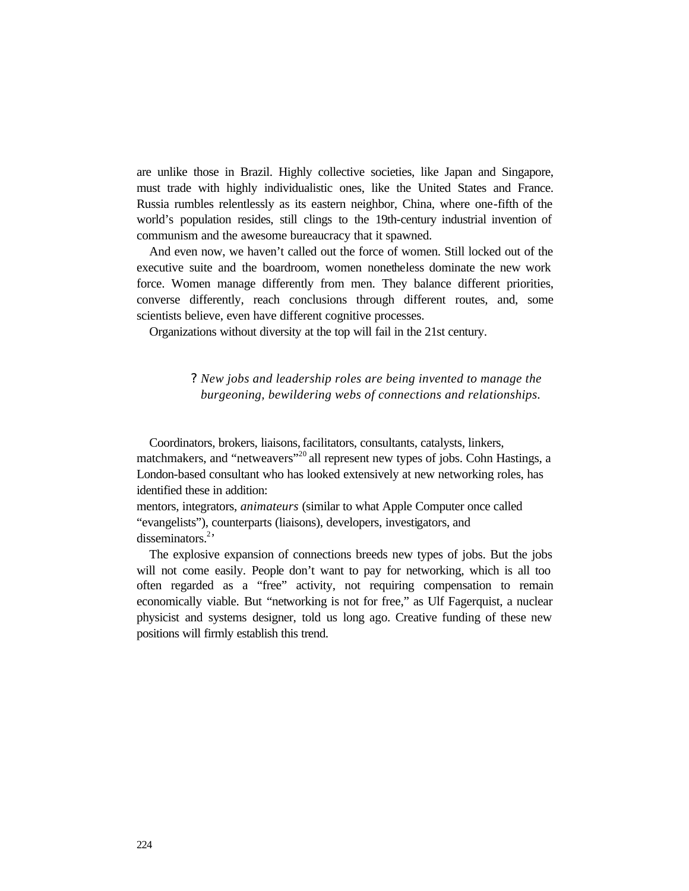are unlike those in Brazil. Highly collective societies, like Japan and Singapore, must trade with highly individualistic ones, like the United States and France. Russia rumbles relentlessly as its eastern neighbor, China, where one-fifth of the world's population resides, still clings to the 19th-century industrial invention of communism and the awesome bureaucracy that it spawned.

And even now, we haven't called out the force of women. Still locked out of the executive suite and the boardroom, women nonetheless dominate the new work force. Women manage differently from men. They balance different priorities, converse differently, reach conclusions through different routes, and, some scientists believe, even have different cognitive processes.

Organizations without diversity at the top will fail in the 21st century.

> ? *New jobs and leadership roles are being invented to manage the burgeoning, bewildering webs of connections and relationships.*

Coordinators, brokers, liaisons, facilitators, consultants, catalysts, linkers, matchmakers, and "netweavers"[20] all represent new types of jobs. Cohn Hastings, a London-based consultant who has looked extensively at new networking roles, has identified these in addition:
mentors, integrators, *animateurs* (similar to what Apple Computer once called "evangelists"), counterparts (liaisons), developers, investigators, and disseminators.[2,]

The explosive expansion of connections breeds new types of jobs. But the jobs will not come easily. People don't want to pay for networking, which is all too often regarded as a "free" activity, not requiring compensation to remain economically viable. But "networking is not for free," as Ulf Fagerquist, a nuclear physicist and systems designer, told us long ago. Creative funding of these new positions will firmly establish this trend.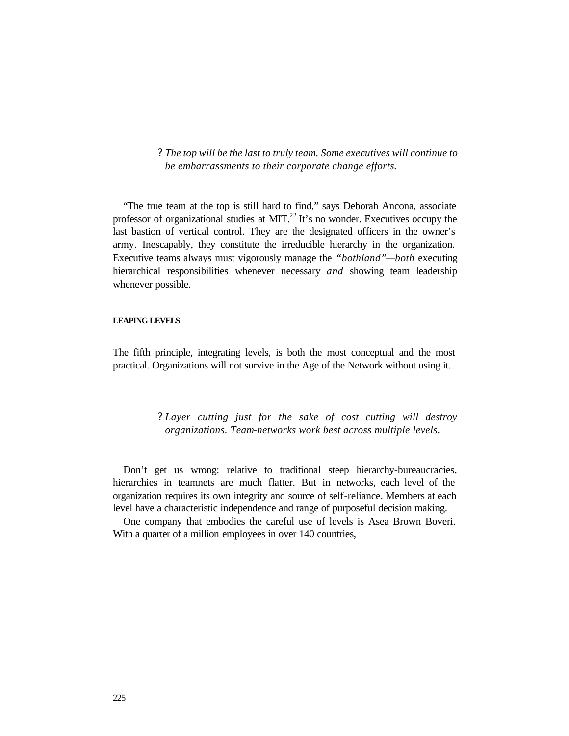? *The top will be the last to truly team. Some executives will continue to be embarrassments to their corporate change efforts.*

"The true team at the top is still hard to find," says Deborah Ancona, associate professor of organizational studies at MIT.[22] It's no wonder. Executives occupy the last bastion of vertical control. They are the designated officers in the owner's army. Inescapably, they constitute the irreducible hierarchy in the organization. Executive teams always must vigorously manage the *"bothland"—both* executing hierarchical responsibilities whenever necessary *and* showing team leadership whenever possible.

#### LEAPING LEVELS

The fifth principle, integrating levels, is both the most conceptual and the most practical. Organizations will not survive in the Age of the Network without using it.

? *Layer cutting just for the sake of cost cutting will destroy organizations. Team-networks work best across multiple levels.*

Don't get us wrong: relative to traditional steep hierarchy-bureaucracies, hierarchies in teamnets are much flatter. But in networks, each level of the organization requires its own integrity and source of self-reliance. Members at each level have a characteristic independence and range of purposeful decision making.

One company that embodies the careful use of levels is Asea Brown Boveri. With a quarter of a million employees in over 140 countries,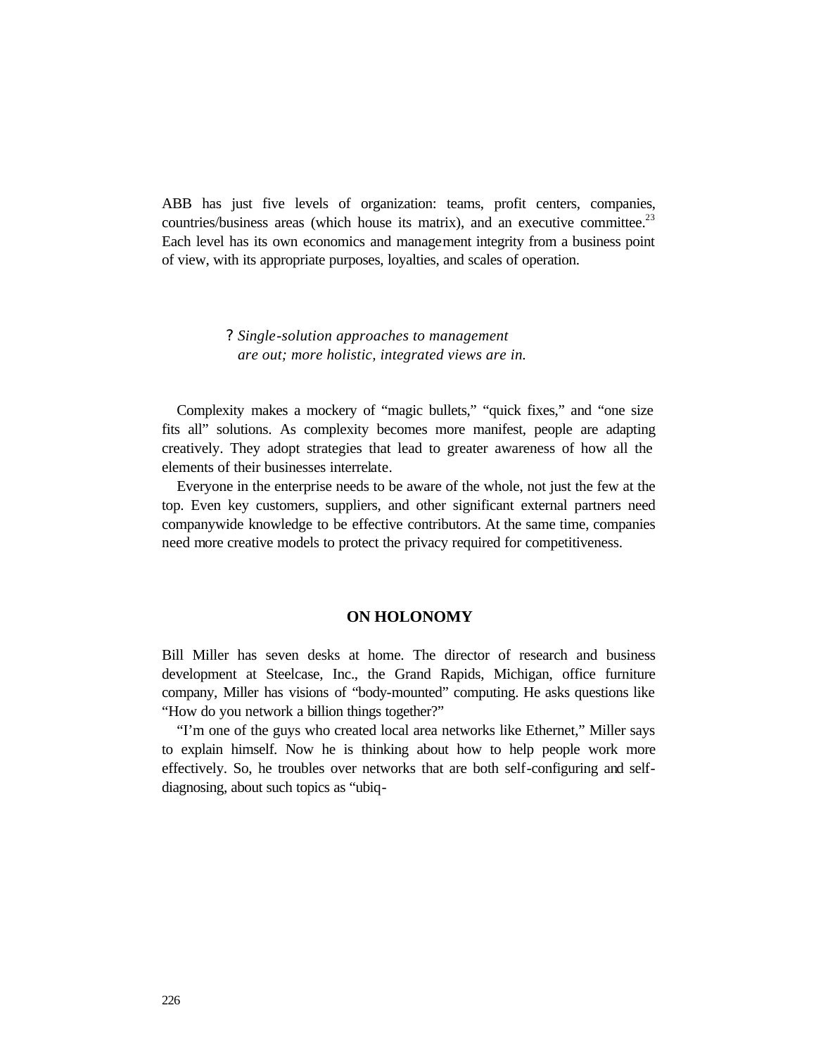ABB has just five levels of organization: teams, profit centers, companies, countries/business areas (which house its matrix), and an executive committee.[23] Each level has its own economics and management integrity from a business point of view, with its appropriate purposes, loyalties, and scales of operation.

> ? *Single-solution approaches to management are out; more holistic, integrated views are in.*

Complexity makes a mockery of “magic bullets,” “quick fixes,” and “one size fits all” solutions. As complexity becomes more manifest, people are adapting creatively. They adopt strategies that lead to greater awareness of how all the elements of their businesses interrelate.

Everyone in the enterprise needs to be aware of the whole, not just the few at the top. Even key customers, suppliers, and other significant external partners need companywide knowledge to be effective contributors. At the same time, companies need more creative models to protect the privacy required for competitiveness.

## ON HOLONOMY

Bill Miller has seven desks at home. The director of research and business development at Steelcase, Inc., the Grand Rapids, Michigan, office furniture company, Miller has visions of “body-mounted” computing. He asks questions like “How do you network a billion things together?”

“I’m one of the guys who created local area networks like Ethernet,” Miller says to explain himself. Now he is thinking about how to help people work more effectively. So, he troubles over networks that are both self-configuring and self-diagnosing, about such topics as “ubiq-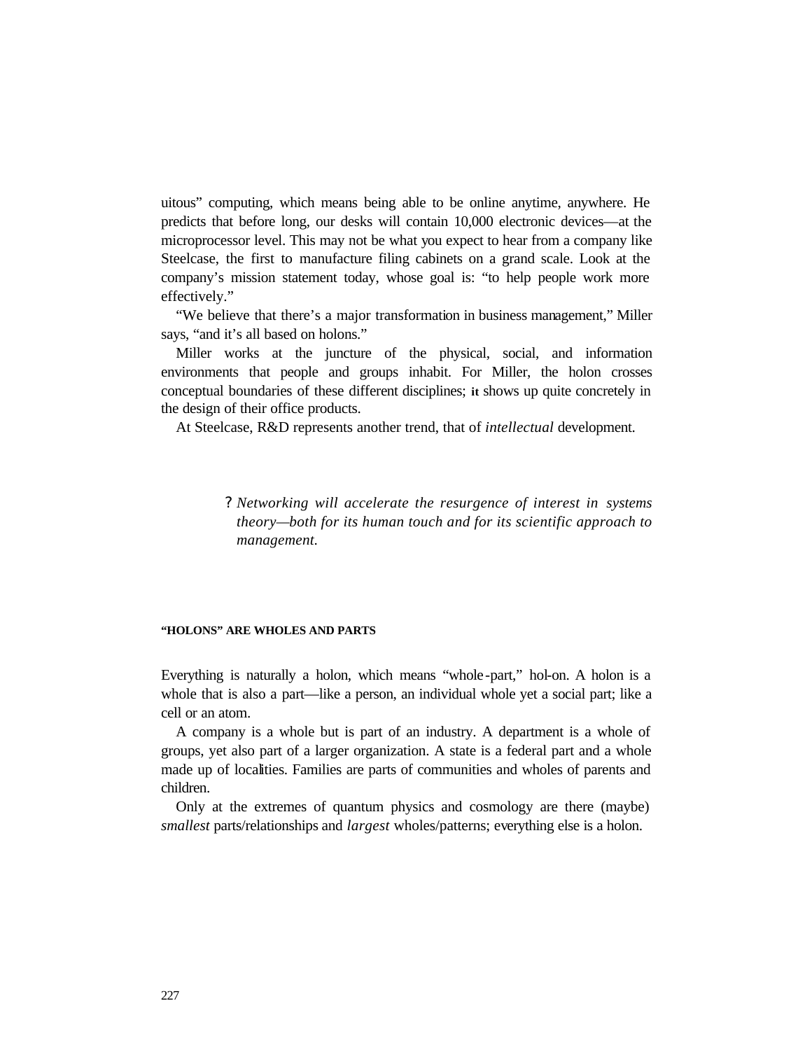uitous" computing, which means being able to be online anytime, anywhere. He predicts that before long, our desks will contain 10,000 electronic devices—at the microprocessor level. This may not be what you expect to hear from a company like Steelcase, the first to manufacture filing cabinets on a grand scale. Look at the company's mission statement today, whose goal is: "to help people work more effectively."

"We believe that there's a major transformation in business management," Miller says, "and it's all based on holons."

Miller works at the juncture of the physical, social, and information environments that people and groups inhabit. For Miller, the holon crosses conceptual boundaries of these different disciplines; it shows up quite concretely in the design of their office products.

At Steelcase, R&D represents another trend, that of *intellectual* development.

? *Networking will accelerate the resurgence of interest in systems theory—both for its human touch and for its scientific approach to management.*

#### "HOLONS" ARE WHOLES AND PARTS

Everything is naturally a holon, which means "whole-part," hol-on. A holon is a whole that is also a part—like a person, an individual whole yet a social part; like a cell or an atom.

A company is a whole but is part of an industry. A department is a whole of groups, yet also part of a larger organization. A state is a federal part and a whole made up of localities. Families are parts of communities and wholes of parents and children.

Only at the extremes of quantum physics and cosmology are there (maybe) *smallest* parts/relationships and *largest* wholes/patterns; everything else is a holon.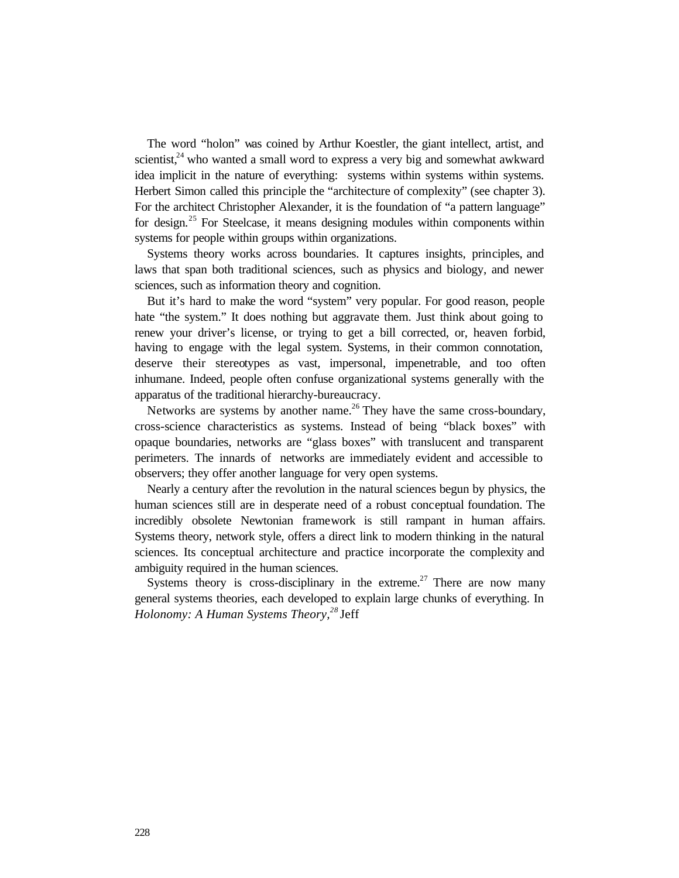The word "holon" was coined by Arthur Koestler, the giant intellect, artist, and scientist,[24] who wanted a small word to express a very big and somewhat awkward idea implicit in the nature of everything: systems within systems within systems. Herbert Simon called this principle the "architecture of complexity" (see chapter 3). For the architect Christopher Alexander, it is the foundation of "a pattern language" for design.[25] For Steelcase, it means designing modules within components within systems for people within groups within organizations.

Systems theory works across boundaries. It captures insights, principles, and laws that span both traditional sciences, such as physics and biology, and newer sciences, such as information theory and cognition.

But it's hard to make the word "system" very popular. For good reason, people hate "the system." It does nothing but aggravate them. Just think about going to renew your driver's license, or trying to get a bill corrected, or, heaven forbid, having to engage with the legal system. Systems, in their common connotation, deserve their stereotypes as vast, impersonal, impenetrable, and too often inhumane. Indeed, people often confuse organizational systems generally with the apparatus of the traditional hierarchy-bureaucracy.

Networks are systems by another name.[26] They have the same cross-boundary, cross-science characteristics as systems. Instead of being "black boxes" with opaque boundaries, networks are "glass boxes" with translucent and transparent perimeters. The innards of networks are immediately evident and accessible to observers; they offer another language for very open systems.

Nearly a century after the revolution in the natural sciences begun by physics, the human sciences still are in desperate need of a robust conceptual foundation. The incredibly obsolete Newtonian framework is still rampant in human affairs. Systems theory, network style, offers a direct link to modern thinking in the natural sciences. Its conceptual architecture and practice incorporate the complexity and ambiguity required in the human sciences.

Systems theory is cross-disciplinary in the extreme.[27] There are now many general systems theories, each developed to explain large chunks of everything. In *Holonomy: A Human Systems Theory,*[28] Jeff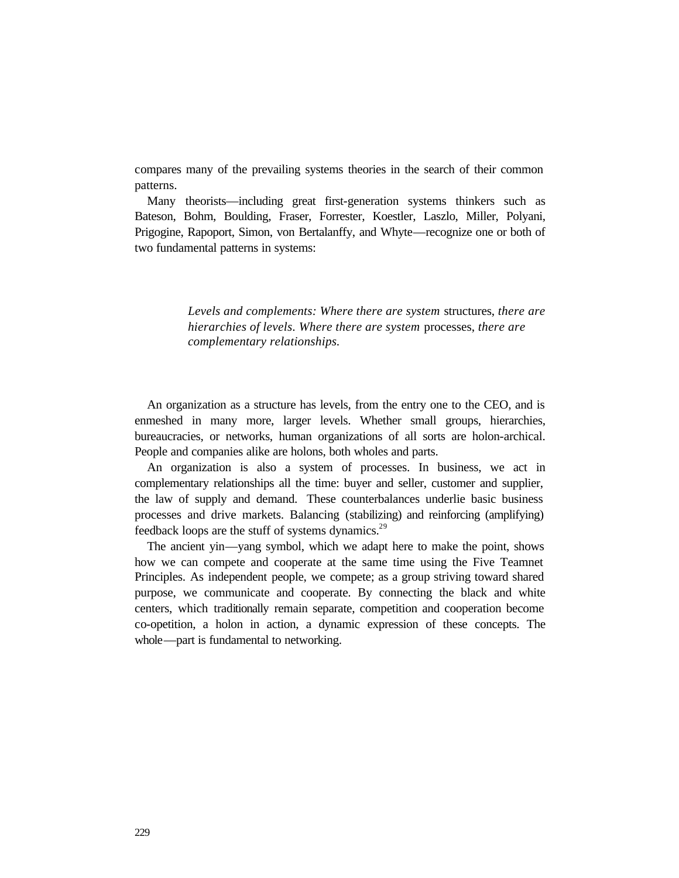compares many of the prevailing systems theories in the search of their common patterns.

Many theorists—including great first-generation systems thinkers such as Bateson, Bohm, Boulding, Fraser, Forrester, Koestler, Laszlo, Miller, Polyani, Prigogine, Rapoport, Simon, von Bertalanffy, and Whyte—recognize one or both of two fundamental patterns in systems:

> *Levels and complements: Where there are system* structures, *there are hierarchies of levels. Where there are system* processes, *there are complementary relationships.*

An organization as a structure has levels, from the entry one to the CEO, and is enmeshed in many more, larger levels. Whether small groups, hierarchies, bureaucracies, or networks, human organizations of all sorts are holon-archical. People and companies alike are holons, both wholes and parts.

An organization is also a system of processes. In business, we act in complementary relationships all the time: buyer and seller, customer and supplier, the law of supply and demand. These counterbalances underlie basic business processes and drive markets. Balancing (stabilizing) and reinforcing (amplifying) feedback loops are the stuff of systems dynamics.[29]

The ancient yin—yang symbol, which we adapt here to make the point, shows how we can compete and cooperate at the same time using the Five Teamnet Principles. As independent people, we compete; as a group striving toward shared purpose, we communicate and cooperate. By connecting the black and white centers, which traditionally remain separate, competition and cooperation become co-opetition, a holon in action, a dynamic expression of these concepts. The whole—part is fundamental to networking.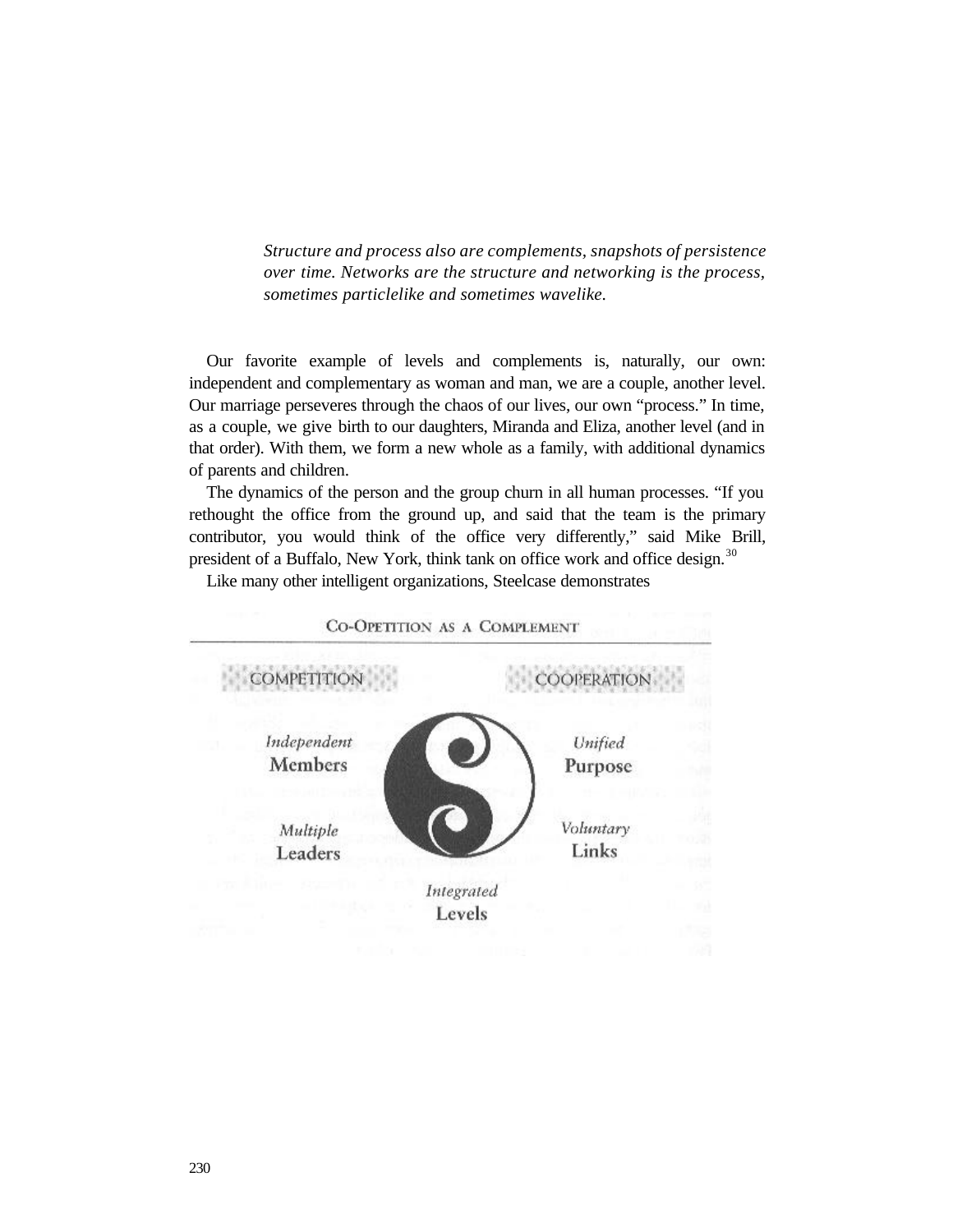*Structure and process also are complements, snapshots of persistence over time. Networks are the structure and networking is the process, sometimes particlelike and sometimes wavelike.*

Our favorite example of levels and complements is, naturally, our own: independent and complementary as woman and man, we are a couple, another level. Our marriage perseveres through the chaos of our lives, our own "process." In time, as a couple, we give birth to our daughters, Miranda and Eliza, another level (and in that order). With them, we form a new whole as a family, with additional dynamics of parents and children.

The dynamics of the person and the group churn in all human processes. "If you rethought the office from the ground up, and said that the team is the primary contributor, you would think of the office very differently," said Mike Brill, president of a Buffalo, New York, think tank on office work and office design.[30]

Like many other intelligent organizations, Steelcase demonstrates

**CO-OPETITION AS A COMPLEMENT**

COMPETITION — COOPERATION

*Independent* Members

*Multiple* Leaders

*Unified* Purpose

*Voluntary* Links

*Integrated* Levels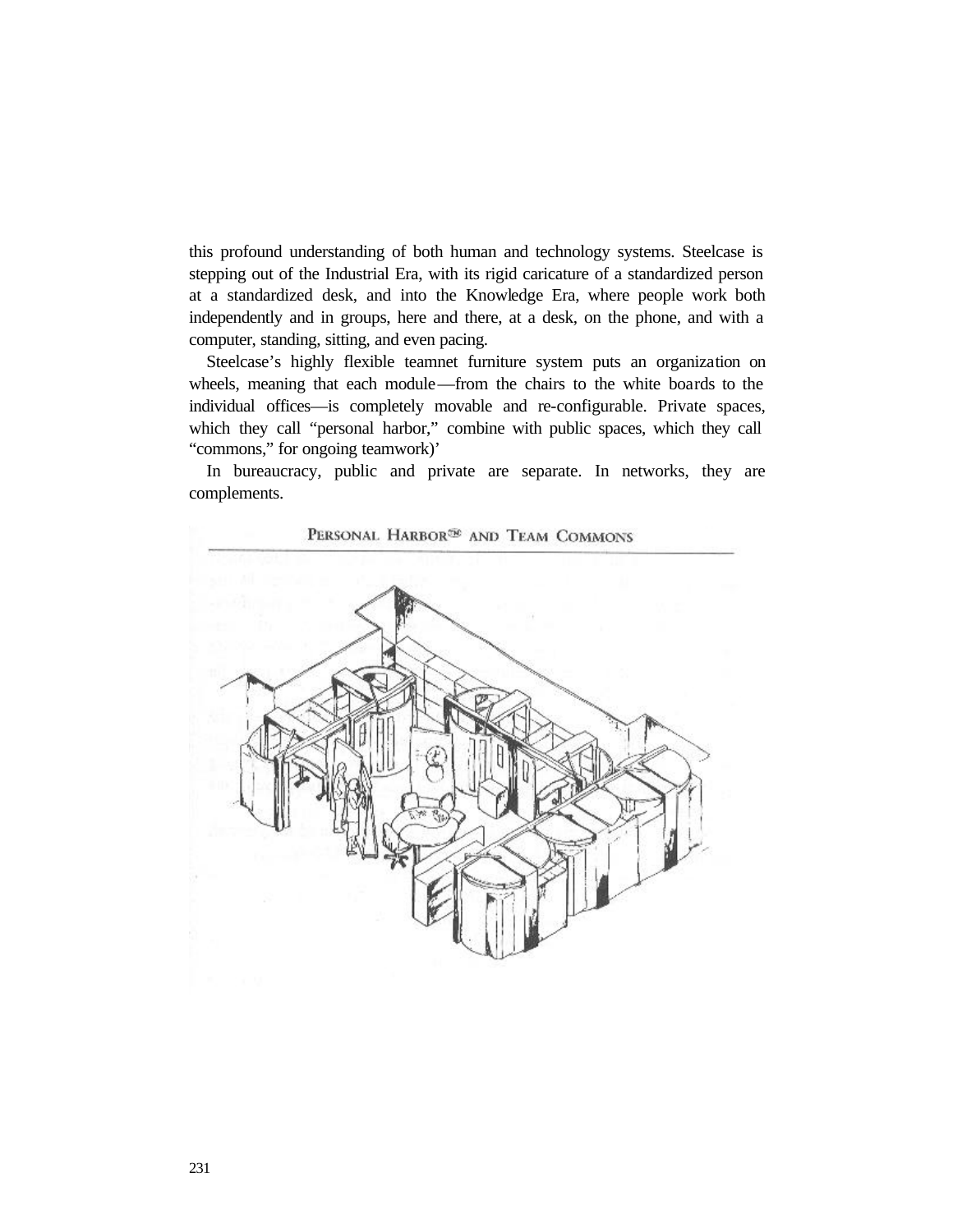this profound understanding of both human and technology systems. Steelcase is stepping out of the Industrial Era, with its rigid caricature of a standardized person at a standardized desk, and into the Knowledge Era, where people work both independently and in groups, here and there, at a desk, on the phone, and with a computer, standing, sitting, and even pacing.

Steelcase's highly flexible teamnet furniture system puts an organization on wheels, meaning that each module—from the chairs to the white boards to the individual offices—is completely movable and re-configurable. Private spaces, which they call "personal harbor," combine with public spaces, which they call "commons," for ongoing teamwork)'

In bureaucracy, public and private are separate. In networks, they are complements.

PERSONAL HARBOR™ AND TEAM COMMONS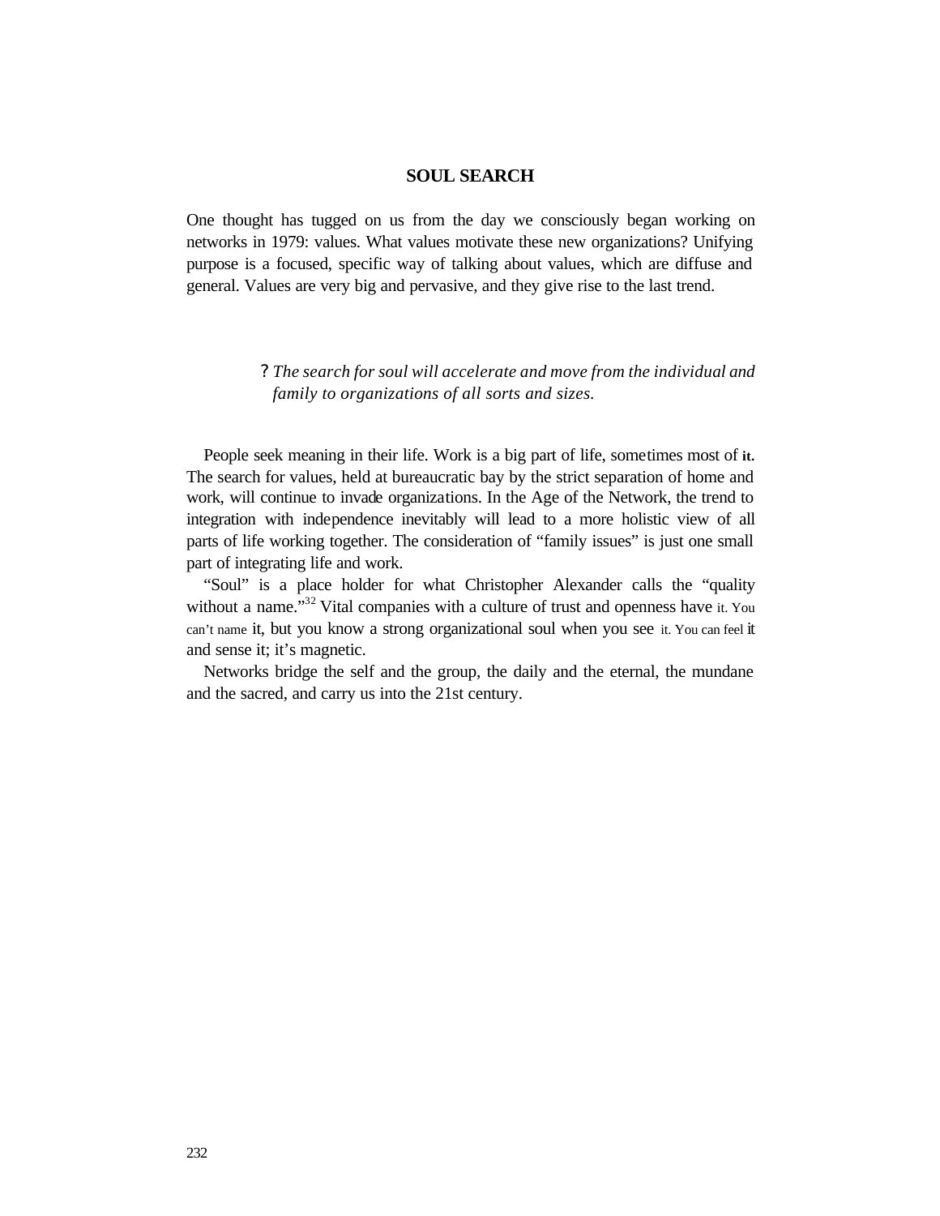## SOUL SEARCH

One thought has tugged on us from the day we consciously began working on networks in 1979: values. What values motivate these new organizations? Unifying purpose is a focused, specific way of talking about values, which are diffuse and general. Values are very big and pervasive, and they give rise to the last trend.

> ? *The search for soul will accelerate and move from the individual and family to organizations of all sorts and sizes.*

People seek meaning in their life. Work is a big part of life, sometimes most of it. The search for values, held at bureaucratic bay by the strict separation of home and work, will continue to invade organizations. In the Age of the Network, the trend to integration with independence inevitably will lead to a more holistic view of all parts of life working together. The consideration of "family issues" is just one small part of integrating life and work.

"Soul" is a place holder for what Christopher Alexander calls the "quality without a name."[32] Vital companies with a culture of trust and openness have it. You can't name it, but you know a strong organizational soul when you see it. You can feel it and sense it; it's magnetic.

Networks bridge the self and the group, the daily and the eternal, the mundane and the sacred, and carry us into the 21st century.